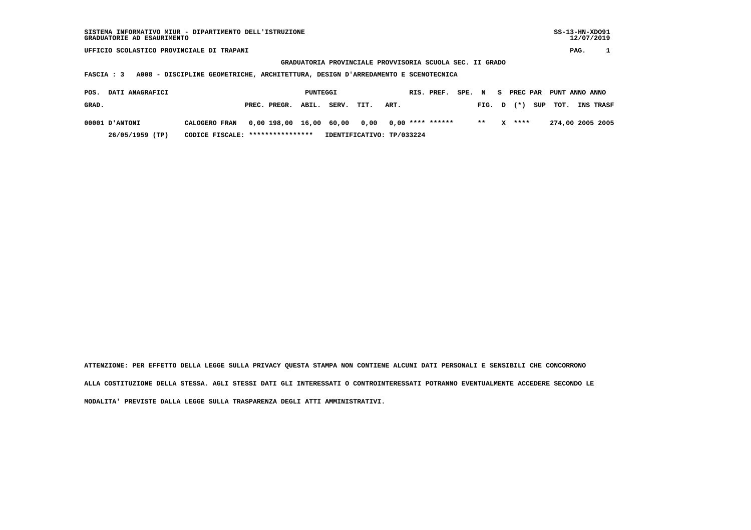SISTEMA INFORMATIVO MIUR - DIPARTIMENTO DELL'ISTRUZIONE
GRADUATORIE AD ESAURIMENTO

SS-13-HN-XDO91
12/07/2019

UFFICIO SCOLASTICO PROVINCIALE DI TRAPANI

PAG. 1

**GRADUATORIA PROVINCIALE PROVVISORIA SCUOLA SEC. II GRADO**

**FASCIA : 3 A008 - DISCIPLINE GEOMETRICHE, ARCHITETTURA, DESIGN D'ARREDAMENTO E SCENOTECNICA**

| POS. GRAD. | DATI ANAGRAFICI | | PUNTEGGI PREC. | PREGR. | ABIL. | SERV. | TIT. | ART. | RIS. | PREF. | SPE. | N FIG. | S D | PREC PAR (*) | SUP | PUNT TOT. | ANNO INS | ANNO TRASF |
|---|---|---|---|---|---|---|---|---|---|---|---|---|---|---|---|---|---|---|
| 00001 | D'ANTONI | CALOGERO FRAN | 0,00 | 198,00 | 16,00 | 60,00 | 0,00 | 0,00 | **** | ****** | | ** | X | **** | | 274,00 | 2005 | 2005 |
| | 26/05/1959 (TP) | CODICE FISCALE: **************** | IDENTIFICATIVO: TP/033224 | | | | | | | | | | | | | | | |

ATTENZIONE: PER EFFETTO DELLA LEGGE SULLA PRIVACY QUESTA STAMPA NON CONTIENE ALCUNI DATI PERSONALI E SENSIBILI CHE CONCORRONO ALLA COSTITUZIONE DELLA STESSA. AGLI STESSI DATI GLI INTERESSATI O CONTROINTERESSATI POTRANNO EVENTUALMENTE ACCEDERE SECONDO LE MODALITA' PREVISTE DALLA LEGGE SULLA TRASPARENZA DEGLI ATTI AMMINISTRATIVI.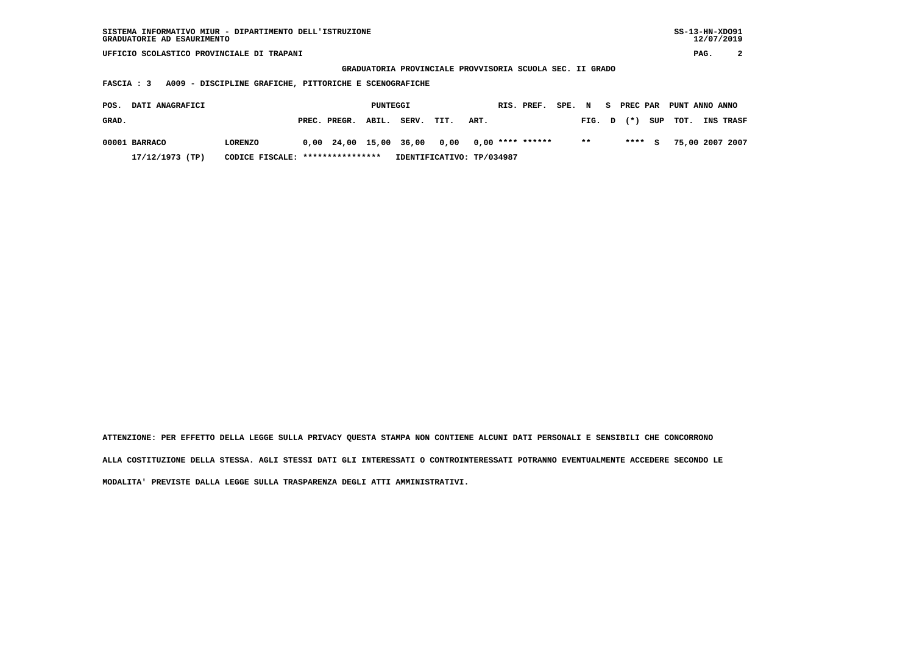GRADUATORIA PROVINCIALE PROVVISORIA SCUOLA SEC. II GRADO

**FASCIA : 3 A009 - DISCIPLINE GRAFICHE, PITTORICHE E SCENOGRAFICHE**

| POS. GRAD. | DATI ANAGRAFICI | | PUNTEGGI PREC. | PREGR. | ABIL. | SERV. | TIT. | ART. | RIS. | PREF. | SPE. | N FIG. | S D | PREC PAR (*) | SUP | PUNT TOT. | ANNO INS | ANNO TRASF |
|---|---|---|---|---|---|---|---|---|---|---|---|---|---|---|---|---|---|---|
| 00001 | BARRACO | LORENZO | 0,00 | 24,00 | 15,00 | 36,00 | 0,00 | 0,00 | **** | ****** | | ** | | **** | S | 75,00 | 2007 | 2007 |
| | 17/12/1973 (TP) | CODICE FISCALE: **************** | IDENTIFICATIVO: TP/034987 | | | | | | | | | | | | | | | |

ATTENZIONE: PER EFFETTO DELLA LEGGE SULLA PRIVACY QUESTA STAMPA NON CONTIENE ALCUNI DATI PERSONALI E SENSIBILI CHE CONCORRONO ALLA COSTITUZIONE DELLA STESSA. AGLI STESSI DATI GLI INTERESSATI O CONTROINTERESSATI POTRANNO EVENTUALMENTE ACCEDERE SECONDO LE MODALITA' PREVISTE DALLA LEGGE SULLA TRASPARENZA DEGLI ATTI AMMINISTRATIVI.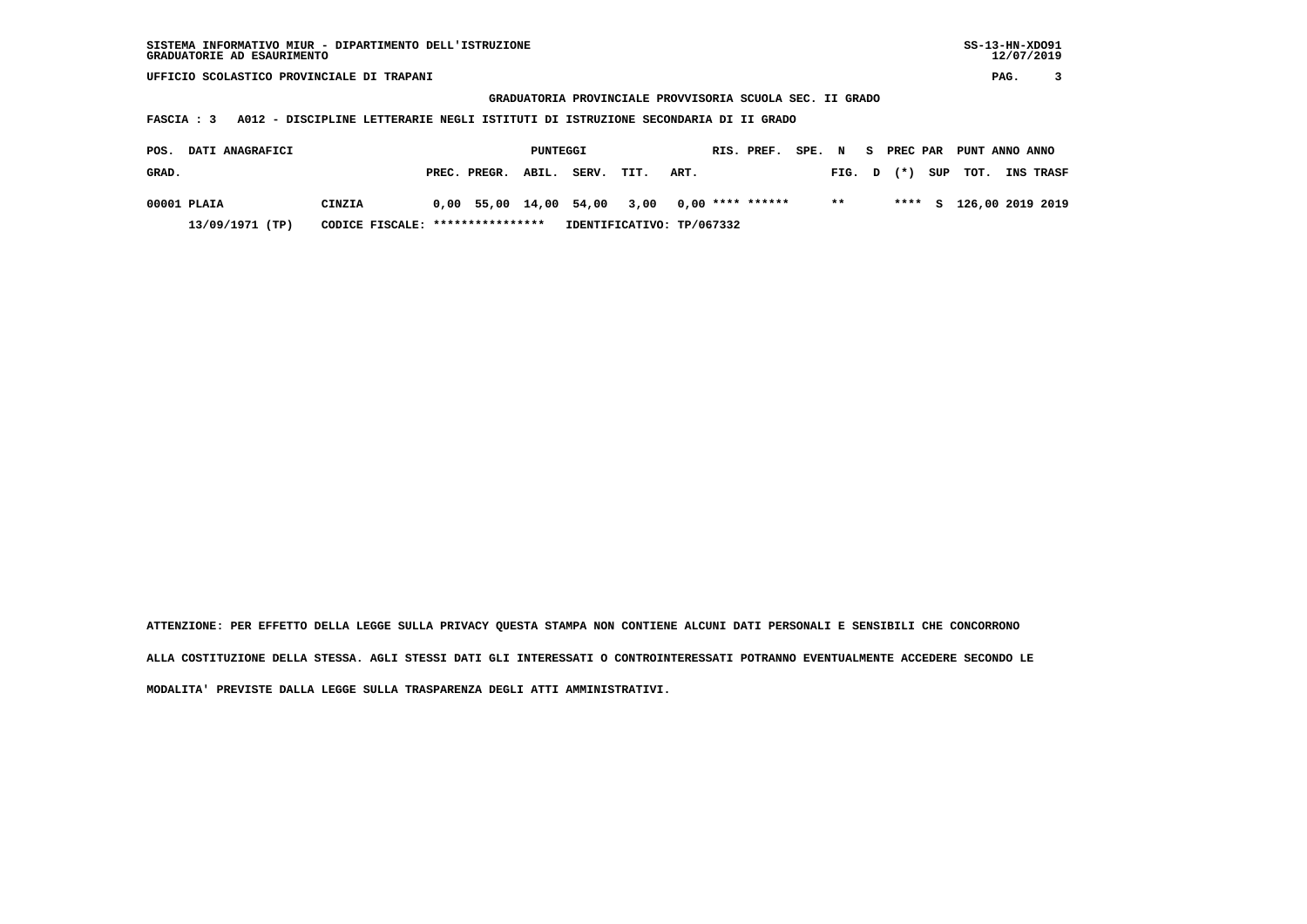SISTEMA INFORMATIVO MIUR - DIPARTIMENTO DELL'ISTRUZIONE
GRADUATORIE AD ESAURIMENTO

UFFICIO SCOLASTICO PROVINCIALE DI TRAPANI

**GRADUATORIA PROVINCIALE PROVVISORIA SCUOLA SEC. II GRADO**

**FASCIA : 3 A012 - DISCIPLINE LETTERARIE NEGLI ISTITUTI DI ISTRUZIONE SECONDARIA DI II GRADO**

| POS. GRAD. | DATI ANAGRAFICI | | PUNTEGGI PREC. | PREGR. | ABIL. | SERV. | TIT. | ART. | RIS. | PREF. | SPE. | N FIG. | S D | PREC PAR (*) | SUP | PUNT TOT. | ANNO INS | ANNO TRASF |
|---|---|---|---|---|---|---|---|---|---|---|---|---|---|---|---|---|---|---|
| 00001 | PLAIA | CINZIA | 0,00 | 55,00 | 14,00 | 54,00 | 3,00 | 0,00 | **** | ****** | | ** | | **** | S | 126,00 | 2019 | 2019 |
| | 13/09/1971 (TP) | CODICE FISCALE: **************** | IDENTIFICATIVO: TP/067332 | | | | | | | | | | | | | | | |

ATTENZIONE: PER EFFETTO DELLA LEGGE SULLA PRIVACY QUESTA STAMPA NON CONTIENE ALCUNI DATI PERSONALI E SENSIBILI CHE CONCORRONO ALLA COSTITUZIONE DELLA STESSA. AGLI STESSI DATI GLI INTERESSATI O CONTROINTERESSATI POTRANNO EVENTUALMENTE ACCEDERE SECONDO LE MODALITA' PREVISTE DALLA LEGGE SULLA TRASPARENZA DEGLI ATTI AMMINISTRATIVI.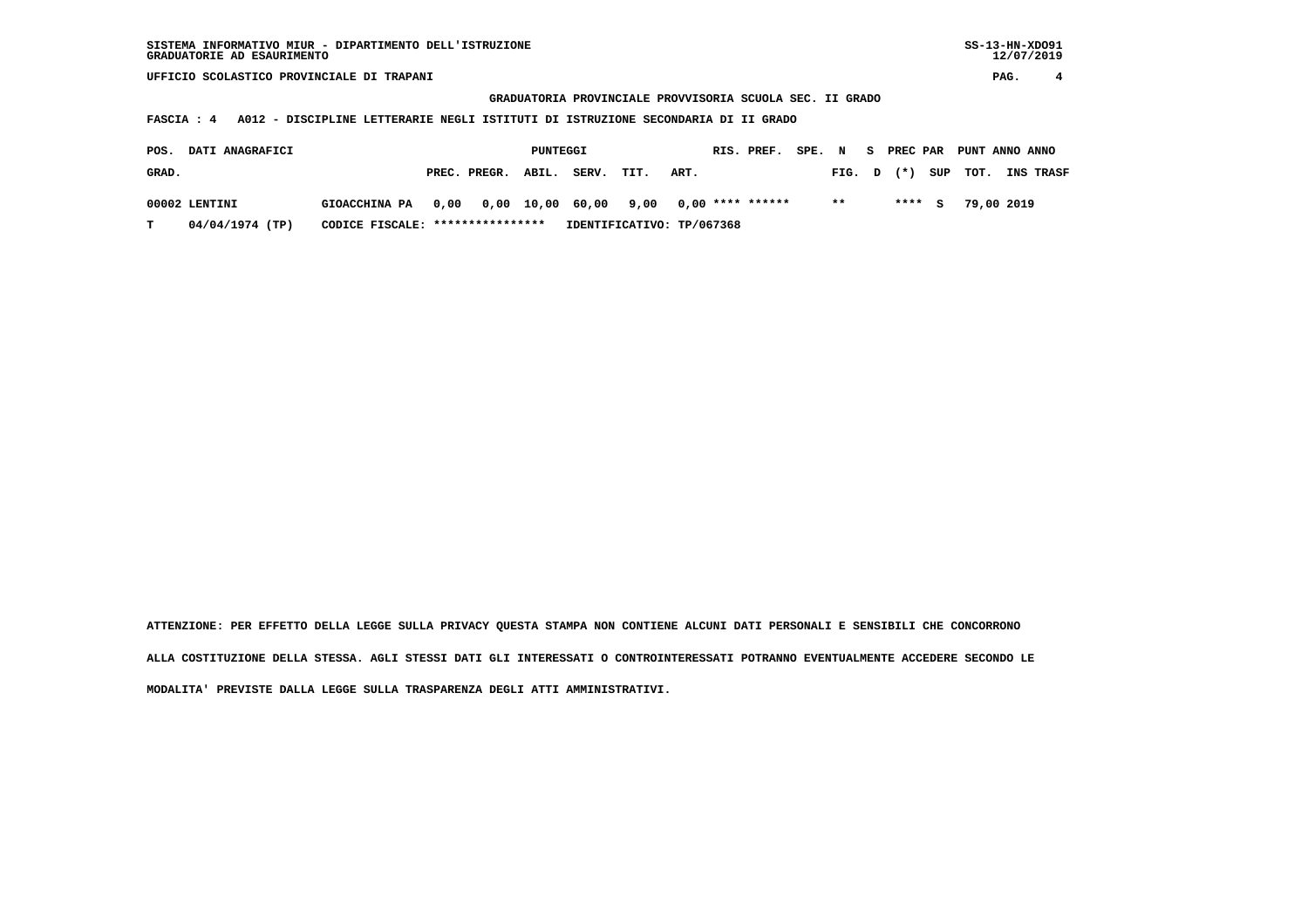GRADUATORIA PROVINCIALE PROVVISORIA SCUOLA SEC. II GRADO

**FASCIA : 4 A012 - DISCIPLINE LETTERARIE NEGLI ISTITUTI DI ISTRUZIONE SECONDARIA DI II GRADO**

| POS. | DATI ANAGRAFICI | | PUNTEGGI | | | | | | RIS. PREF. | SPE. N | S | PREC PAR | PUNT ANNO | ANNO |
|---|---|---|---|---|---|---|---|---|---|---|---|---|---|---|
| GRAD. | | | PREC. | PREGR. | ABIL. | SERV. | TIT. | ART. | | FIG. D | (*) | SUP | TOT. INS | TRASF |
| 00002 | LENTINI | GIOACCHINA PA | 0,00 | 0,00 | 10,00 | 60,00 | 9,00 | 0,00 | **** ****** | ** | **** | S | 79,00 | 2019 |
| T | 04/04/1974 (TP) | CODICE FISCALE: **************** | IDENTIFICATIVO: TP/067368 | | | | | | | | | | | |

ATTENZIONE: PER EFFETTO DELLA LEGGE SULLA PRIVACY QUESTA STAMPA NON CONTIENE ALCUNI DATI PERSONALI E SENSIBILI CHE CONCORRONO ALLA COSTITUZIONE DELLA STESSA. AGLI STESSI DATI GLI INTERESSATI O CONTROINTERESSATI POTRANNO EVENTUALMENTE ACCEDERE SECONDO LE MODALITA' PREVISTE DALLA LEGGE SULLA TRASPARENZA DEGLI ATTI AMMINISTRATIVI.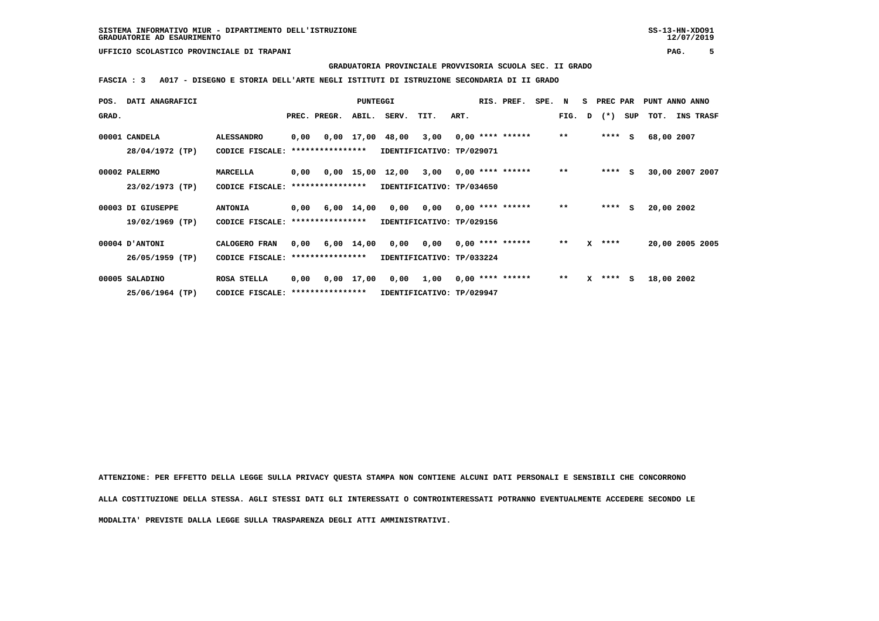SISTEMA INFORMATIVO MIUR - DIPARTIMENTO DELL'ISTRUZIONE
GRADUATORIE AD ESAURIMENTO

UFFICIO SCOLASTICO PROVINCIALE DI TRAPANI

**GRADUATORIA PROVINCIALE PROVVISORIA SCUOLA SEC. II GRADO**

**FASCIA : 3 A017 - DISEGNO E STORIA DELL'ARTE NEGLI ISTITUTI DI ISTRUZIONE SECONDARIA DI II GRADO**

| POS. GRAD. | DATI ANAGRAFICI | | PREC. | PREGR. | ABIL. | SERV. | TIT. | ART. | RIS. PREF. | SPE. | N FIG. | S D | PREC PAR (*) | SUP | PUNT TOT. | ANNO INS | ANNO TRASF |
|---|---|---|---|---|---|---|---|---|---|---|---|---|---|---|---|---|---|
| 00001 | CANDELA | ALESSANDRO | 0,00 | 0,00 | 17,00 | 48,00 | 3,00 | 0,00 | **** ****** | | ** | | **** | S | 68,00 | 2007 | |
| | 28/04/1972 (TP) | CODICE FISCALE: **************** | IDENTIFICATIVO: TP/029071 | | | | | | | | | | | | | | |
| 00002 | PALERMO | MARCELLA | 0,00 | 0,00 | 15,00 | 12,00 | 3,00 | 0,00 | **** ****** | | ** | | **** | S | 30,00 | 2007 | 2007 |
| | 23/02/1973 (TP) | CODICE FISCALE: **************** | IDENTIFICATIVO: TP/034650 | | | | | | | | | | | | | | |
| 00003 | DI GIUSEPPE | ANTONIA | 0,00 | 6,00 | 14,00 | 0,00 | 0,00 | 0,00 | **** ****** | | ** | | **** | S | 20,00 | 2002 | |
| | 19/02/1969 (TP) | CODICE FISCALE: **************** | IDENTIFICATIVO: TP/029156 | | | | | | | | | | | | | | |
| 00004 | D'ANTONI | CALOGERO FRAN | 0,00 | 6,00 | 14,00 | 0,00 | 0,00 | 0,00 | **** ****** | | ** | X | **** | | 20,00 | 2005 | 2005 |
| | 26/05/1959 (TP) | CODICE FISCALE: **************** | IDENTIFICATIVO: TP/033224 | | | | | | | | | | | | | | |
| 00005 | SALADINO | ROSA STELLA | 0,00 | 0,00 | 17,00 | 0,00 | 1,00 | 0,00 | **** ****** | | ** | X | **** | S | 18,00 | 2002 | |
| | 25/06/1964 (TP) | CODICE FISCALE: **************** | IDENTIFICATIVO: TP/029947 | | | | | | | | | | | | | | |

**ATTENZIONE: PER EFFETTO DELLA LEGGE SULLA PRIVACY QUESTA STAMPA NON CONTIENE ALCUNI DATI PERSONALI E SENSIBILI CHE CONCORRONO ALLA COSTITUZIONE DELLA STESSA. AGLI STESSI DATI GLI INTERESSATI O CONTROINTERESSATI POTRANNO EVENTUALMENTE ACCEDERE SECONDO LE MODALITA' PREVISTE DALLA LEGGE SULLA TRASPARENZA DEGLI ATTI AMMINISTRATIVI.**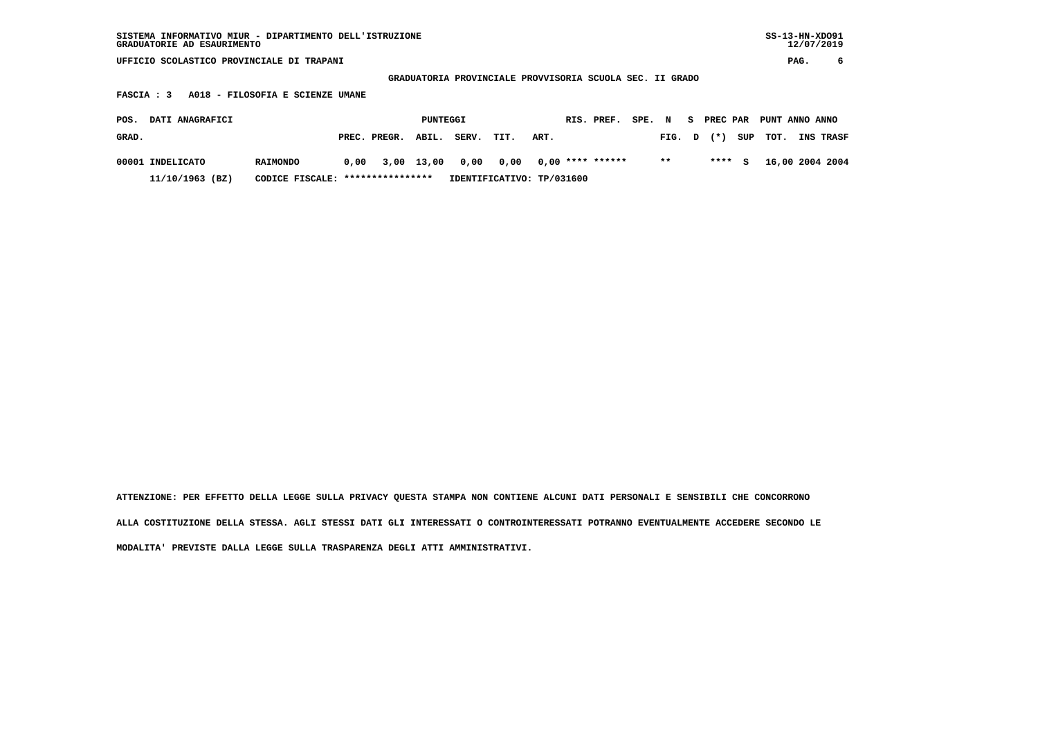SISTEMA INFORMATIVO MIUR - DIPARTIMENTO DELL'ISTRUZIONE
GRADUATORIE AD ESAURIMENTO

SS-13-HN-XDO91
12/07/2019

UFFICIO SCOLASTICO PROVINCIALE DI TRAPANI

**GRADUATORIA PROVINCIALE PROVVISORIA SCUOLA SEC. II GRADO**

**FASCIA : 3 A018 - FILOSOFIA E SCIENZE UMANE**

| POS. GRAD. | DATI ANAGRAFICI | | PUNTEGGI PREC. | PREGR. | ABIL. | SERV. | TIT. | ART. | RIS. | PREF. | SPE. | N FIG. | S D | PREC (*) | PAR SUP | PUNT TOT. | ANNO INS | ANNO TRASF |
|---|---|---|---|---|---|---|---|---|---|---|---|---|---|---|---|---|---|---|
| 00001 | INDELICATO | RAIMONDO | 0,00 | 3,00 | 13,00 | 0,00 | 0,00 | 0,00 | **** | ****** | | ** | | **** | S | 16,00 | 2004 | 2004 |
| | 11/10/1963 (BZ) | CODICE FISCALE: **************** | IDENTIFICATIVO: TP/031600 | | | | | | | | | | | | | | | |

ATTENZIONE: PER EFFETTO DELLA LEGGE SULLA PRIVACY QUESTA STAMPA NON CONTIENE ALCUNI DATI PERSONALI E SENSIBILI CHE CONCORRONO ALLA COSTITUZIONE DELLA STESSA. AGLI STESSI DATI GLI INTERESSATI O CONTROINTERESSATI POTRANNO EVENTUALMENTE ACCEDERE SECONDO LE MODALITA' PREVISTE DALLA LEGGE SULLA TRASPARENZA DEGLI ATTI AMMINISTRATIVI.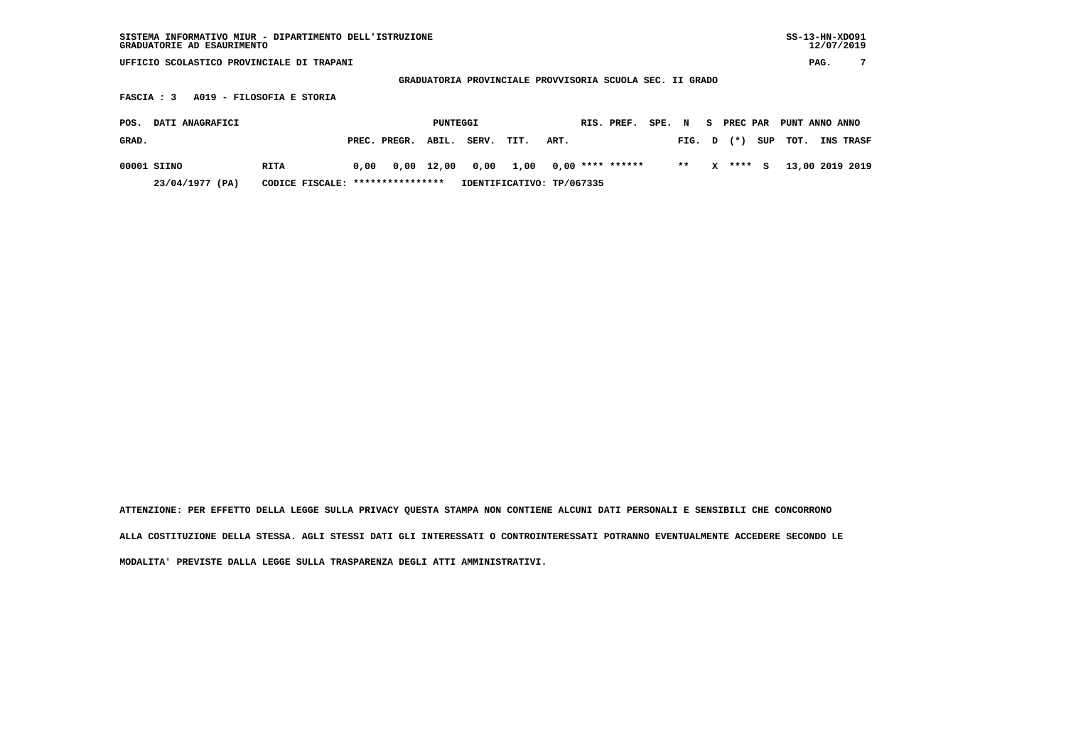SISTEMA INFORMATIVO MIUR - DIPARTIMENTO DELL'ISTRUZIONE
GRADUATORIE AD ESAURIMENTO

SS-13-HN-XDO91
12/07/2019

UFFICIO SCOLASTICO PROVINCIALE DI TRAPANI

**GRADUATORIA PROVINCIALE PROVVISORIA SCUOLA SEC. II GRADO**

**FASCIA : 3 A019 - FILOSOFIA E STORIA**

| POS. GRAD. | DATI ANAGRAFICI | | PUNTEGGI PREC. | PREGR. | ABIL. | SERV. | TIT. | ART. | RIS. | PREF. | SPE. | N FIG. | S D | PREC PAR (*) | SUP | PUNT TOT. | ANNO INS | ANNO TRASF |
|---|---|---|---|---|---|---|---|---|---|---|---|---|---|---|---|---|---|---|
| 00001 | SIINO | RITA | 0,00 | 0,00 | 12,00 | 0,00 | 1,00 | 0,00 | **** | ****** | | ** | X | **** | S | 13,00 | 2019 | 2019 |
| | 23/04/1977 (PA) | CODICE FISCALE: **************** | IDENTIFICATIVO: TP/067335 | | | | | | | | | | | | | | | |

ATTENZIONE: PER EFFETTO DELLA LEGGE SULLA PRIVACY QUESTA STAMPA NON CONTIENE ALCUNI DATI PERSONALI E SENSIBILI CHE CONCORRONO ALLA COSTITUZIONE DELLA STESSA. AGLI STESSI DATI GLI INTERESSATI O CONTROINTERESSATI POTRANNO EVENTUALMENTE ACCEDERE SECONDO LE MODALITA' PREVISTE DALLA LEGGE SULLA TRASPARENZA DEGLI ATTI AMMINISTRATIVI.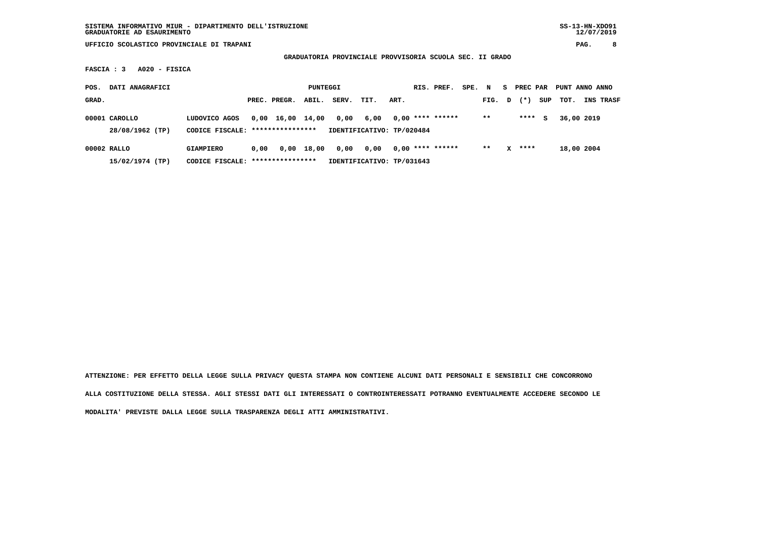SISTEMA INFORMATIVO MIUR - DIPARTIMENTO DELL'ISTRUZIONE
GRADUATORIE AD ESAURIMENTO

UFFICIO SCOLASTICO PROVINCIALE DI TRAPANI

**GRADUATORIA PROVINCIALE PROVVISORIA SCUOLA SEC. II GRADO**

**FASCIA : 3 A020 - FISICA**

| POS. GRAD. | DATI ANAGRAFICI | | PREC. | PREGR. | ABIL. | SERV. | TIT. | ART. | RIS. | PREF. | SPE. | N FIG. | S D | PREC (*) | PAR SUP | PUNT TOT. | ANNO INS | ANNO TRASF |
|---|---|---|---|---|---|---|---|---|---|---|---|---|---|---|---|---|---|---|
| 00001 | CAROLLO | LUDOVICO AGOS | 0,00 | 16,00 | 14,00 | 0,00 | 6,00 | 0,00 | **** | ****** | | ** | | **** | S | 36,00 | 2019 | |
| | 28/08/1962 (TP) | CODICE FISCALE: **************** | IDENTIFICATIVO: TP/020484 | | | | | | | | | | | | | | | |
| 00002 | RALLO | GIAMPIERO | 0,00 | 0,00 | 18,00 | 0,00 | 0,00 | 0,00 | **** | ****** | | ** | X | **** | | 18,00 | 2004 | |
| | 15/02/1974 (TP) | CODICE FISCALE: **************** | IDENTIFICATIVO: TP/031643 | | | | | | | | | | | | | | | |

ATTENZIONE: PER EFFETTO DELLA LEGGE SULLA PRIVACY QUESTA STAMPA NON CONTIENE ALCUNI DATI PERSONALI E SENSIBILI CHE CONCORRONO ALLA COSTITUZIONE DELLA STESSA. AGLI STESSI DATI GLI INTERESSATI O CONTROINTERESSATI POTRANNO EVENTUALMENTE ACCEDERE SECONDO LE MODALITA' PREVISTE DALLA LEGGE SULLA TRASPARENZA DEGLI ATTI AMMINISTRATIVI.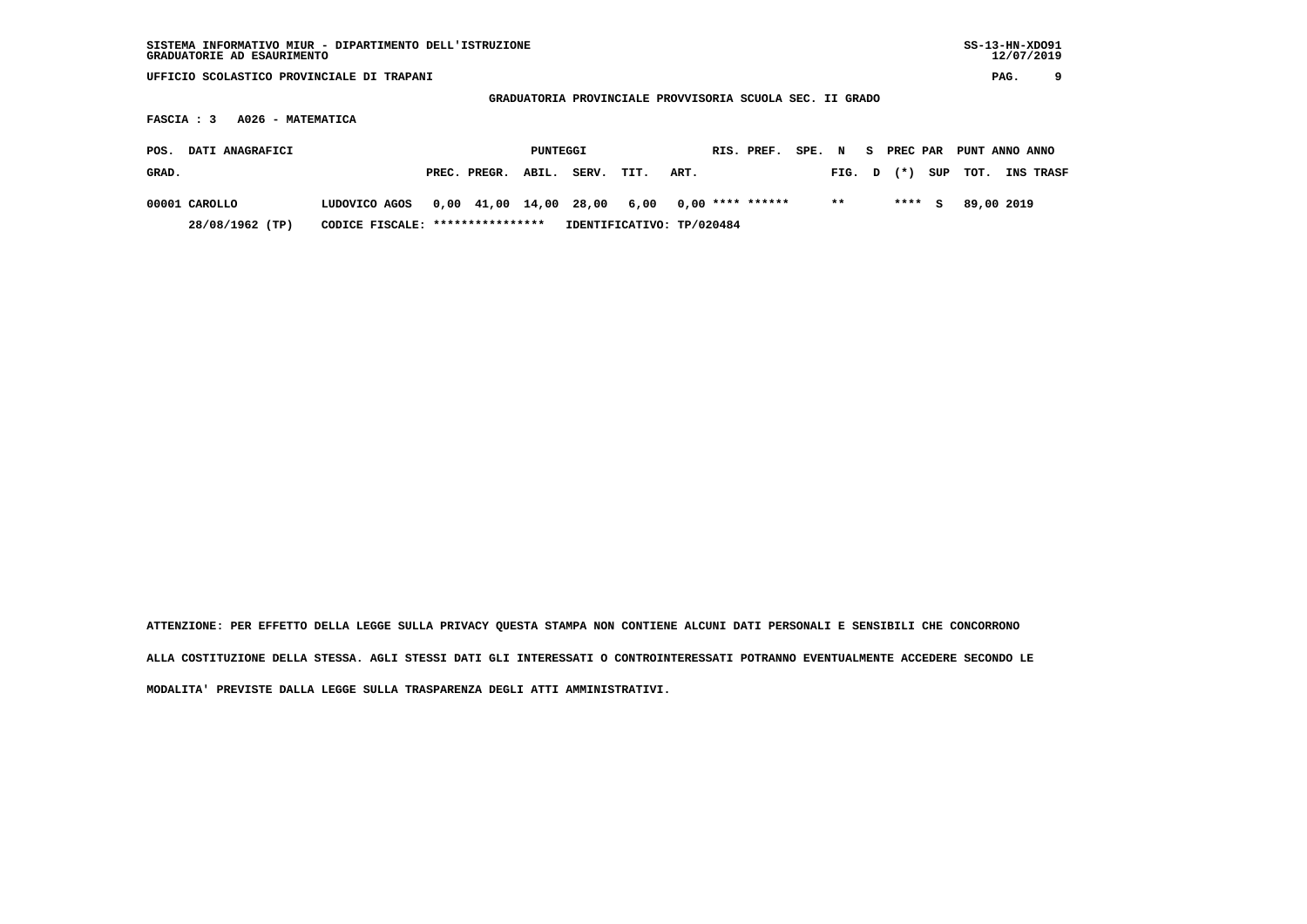SISTEMA INFORMATIVO MIUR - DIPARTIMENTO DELL'ISTRUZIONE
GRADUATORIE AD ESAURIMENTO

UFFICIO SCOLASTICO PROVINCIALE DI TRAPANI

**GRADUATORIA PROVINCIALE PROVVISORIA SCUOLA SEC. II GRADO**

**FASCIA : 3 A026 - MATEMATICA**

| POS. GRAD. | DATI ANAGRAFICI | | PUNTEGGI PREC. | PREGR. | ABIL. | SERV. | TIT. | ART. | RIS. | PREF. | SPE. | N FIG. | S D | PREC (*) | PAR SUP | PUNT TOT. | ANNO INS | ANNO TRASF |
|---|---|---|---|---|---|---|---|---|---|---|---|---|---|---|---|---|---|---|
| 00001 | CAROLLO | LUDOVICO AGOS | 0,00 | 41,00 | 14,00 | 28,00 | 6,00 | 0,00 | **** | ****** | | ** | | **** | S | 89,00 | 2019 | |
| | 28/08/1962 (TP) | CODICE FISCALE: **************** | IDENTIFICATIVO: TP/020484 | | | | | | | | | | | | | | | |

ATTENZIONE: PER EFFETTO DELLA LEGGE SULLA PRIVACY QUESTA STAMPA NON CONTIENE ALCUNI DATI PERSONALI E SENSIBILI CHE CONCORRONO ALLA COSTITUZIONE DELLA STESSA. AGLI STESSI DATI GLI INTERESSATI O CONTROINTERESSATI POTRANNO EVENTUALMENTE ACCEDERE SECONDO LE MODALITA' PREVISTE DALLA LEGGE SULLA TRASPARENZA DEGLI ATTI AMMINISTRATIVI.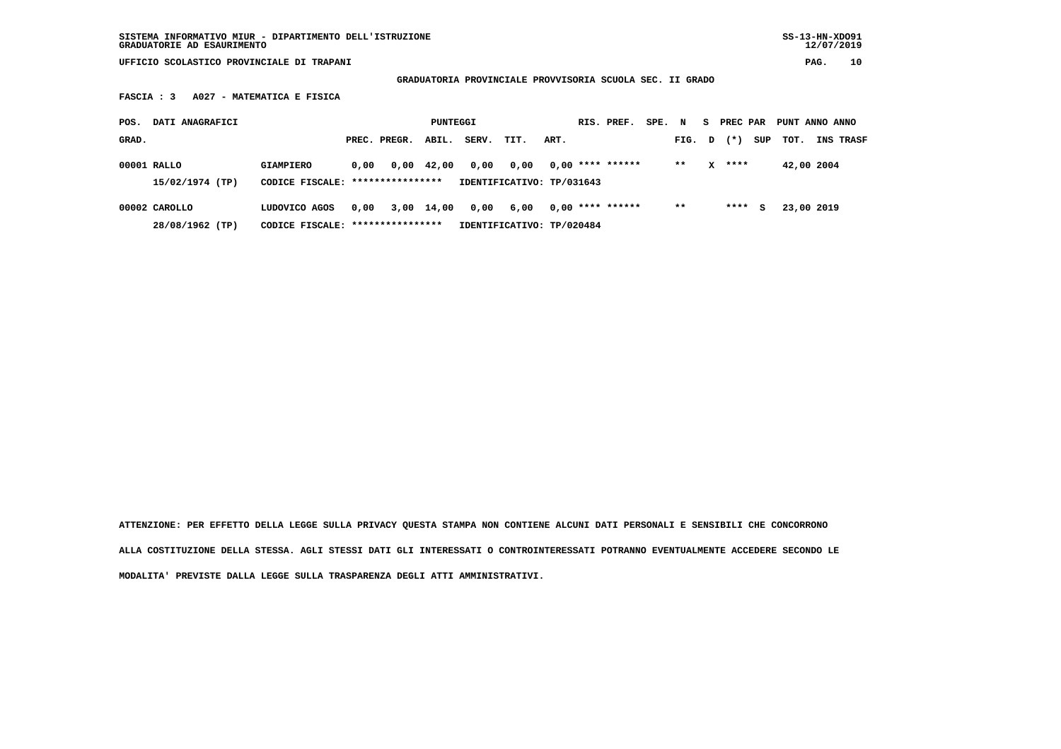SISTEMA INFORMATIVO MIUR - DIPARTIMENTO DELL'ISTRUZIONE
GRADUATORIE AD ESAURIMENTO

UFFICIO SCOLASTICO PROVINCIALE DI TRAPANI

**GRADUATORIA PROVINCIALE PROVVISORIA SCUOLA SEC. II GRADO**

**FASCIA : 3 A027 - MATEMATICA E FISICA**

| POS. GRAD. | DATI ANAGRAFICI | | PREC. | PREGR. | ABIL. | SERV. | TIT. | ART. | RIS. | PREF. | SPE. | N FIG. | S D | PREC PAR (*) | SUP | PUNT TOT. | ANNO INS | ANNO TRASF |
|---|---|---|---|---|---|---|---|---|---|---|---|---|---|---|---|---|---|---|
| 00001 | RALLO | GIAMPIERO | 0,00 | 0,00 | 42,00 | 0,00 | 0,00 | 0,00 | **** | ****** | | ** | X | **** | | 42,00 | 2004 | |
| | 15/02/1974 (TP) | CODICE FISCALE: **************** | IDENTIFICATIVO: TP/031643 | | | | | | | | | | | | | | | |
| 00002 | CAROLLO | LUDOVICO AGOS | 0,00 | 3,00 | 14,00 | 0,00 | 6,00 | 0,00 | **** | ****** | | ** | | **** | S | 23,00 | 2019 | |
| | 28/08/1962 (TP) | CODICE FISCALE: **************** | IDENTIFICATIVO: TP/020484 | | | | | | | | | | | | | | | |

**ATTENZIONE: PER EFFETTO DELLA LEGGE SULLA PRIVACY QUESTA STAMPA NON CONTIENE ALCUNI DATI PERSONALI E SENSIBILI CHE CONCORRONO ALLA COSTITUZIONE DELLA STESSA. AGLI STESSI DATI GLI INTERESSATI O CONTROINTERESSATI POTRANNO EVENTUALMENTE ACCEDERE SECONDO LE MODALITA' PREVISTE DALLA LEGGE SULLA TRASPARENZA DEGLI ATTI AMMINISTRATIVI.**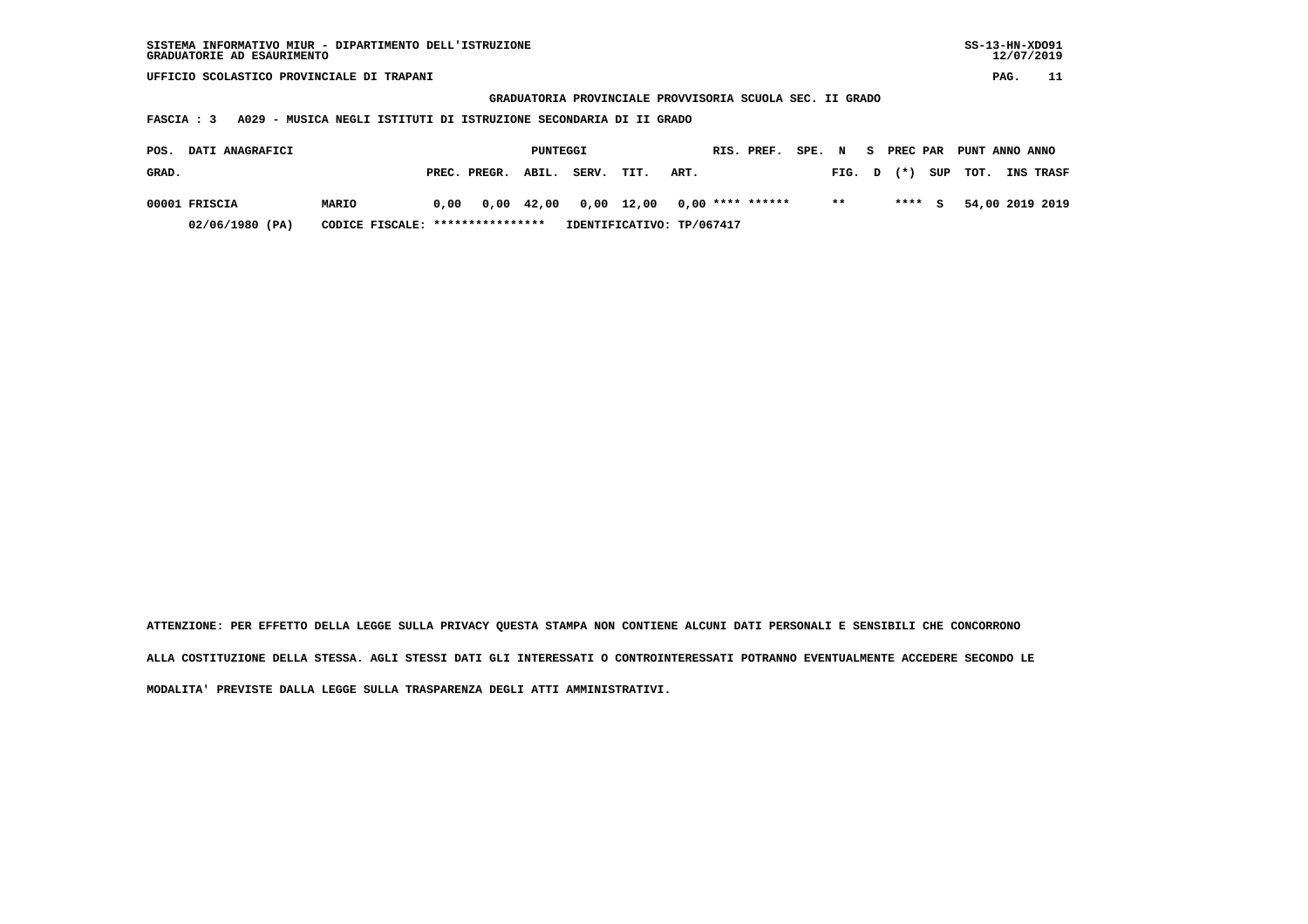SISTEMA INFORMATIVO MIUR - DIPARTIMENTO DELL'ISTRUZIONE
GRADUATORIE AD ESAURIMENTO

UFFICIO SCOLASTICO PROVINCIALE DI TRAPANI

GRADUATORIA PROVINCIALE PROVVISORIA SCUOLA SEC. II GRADO

FASCIA : 3   A029 - MUSICA NEGLI ISTITUTI DI ISTRUZIONE SECONDARIA DI II GRADO

| POS. GRAD. | DATI ANAGRAFICI | | PUNTEGGI PREC. | PREGR. | ABIL. | SERV. | TIT. | ART. | RIS. | PREF. | SPE. FIG. | N D | S (*) | PREC PAR SUP | PUNT TOT. | ANNO INS | ANNO TRASF |
|---|---|---|---|---|---|---|---|---|---|---|---|---|---|---|---|---|---|
| 00001 | FRISCIA | MARIO | 0,00 | 0,00 | 42,00 | 0,00 | 12,00 | 0,00 | **** | ****** | ** | | **** | S | 54,00 | 2019 | 2019 |
| | 02/06/1980 (PA) | CODICE FISCALE: **************** | IDENTIFICATIVO: TP/067417 | | | | | | | | | | | | | | |

ATTENZIONE: PER EFFETTO DELLA LEGGE SULLA PRIVACY QUESTA STAMPA NON CONTIENE ALCUNI DATI PERSONALI E SENSIBILI CHE CONCORRONO ALLA COSTITUZIONE DELLA STESSA. AGLI STESSI DATI GLI INTERESSATI O CONTROINTERESSATI POTRANNO EVENTUALMENTE ACCEDERE SECONDO LE MODALITA' PREVISTE DALLA LEGGE SULLA TRASPARENZA DEGLI ATTI AMMINISTRATIVI.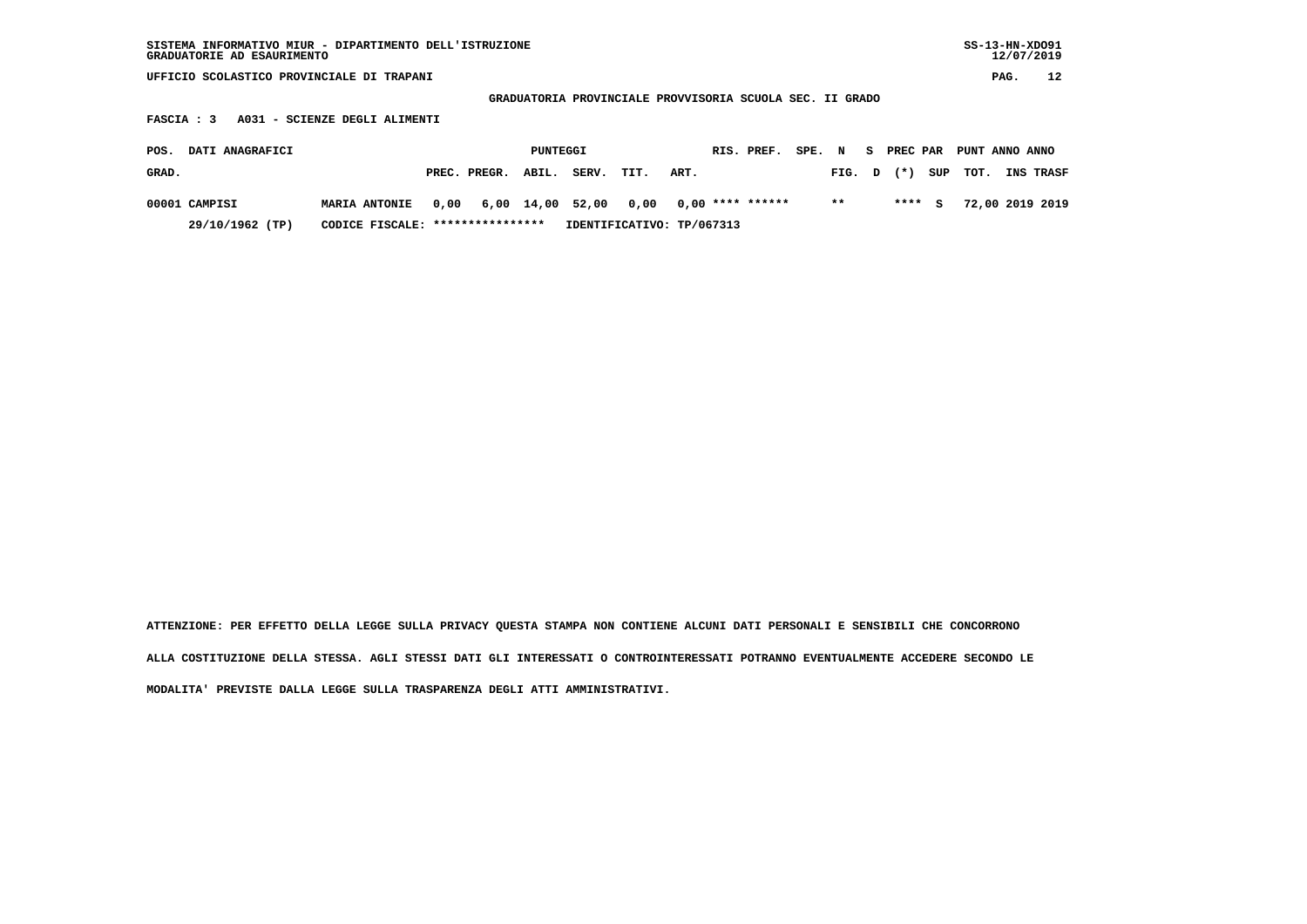SISTEMA INFORMATIVO MIUR - DIPARTIMENTO DELL'ISTRUZIONE
GRADUATORIE AD ESAURIMENTO

SS-13-HN-XDO91
12/07/2019

UFFICIO SCOLASTICO PROVINCIALE DI TRAPANI

**GRADUATORIA PROVINCIALE PROVVISORIA SCUOLA SEC. II GRADO**

**FASCIA : 3 A031 - SCIENZE DEGLI ALIMENTI**

| POS. GRAD. | DATI ANAGRAFICI | | PUNTEGGI PREC. | PREGR. | ABIL. | SERV. | TIT. | ART. | RIS. | PREF. | SPE. | N FIG. | S D | PREC PAR (*) | SUP | PUNT TOT. | ANNO INS | ANNO TRASF |
|---|---|---|---|---|---|---|---|---|---|---|---|---|---|---|---|---|---|---|
| 00001 | CAMPISI | MARIA ANTONIE | 0,00 | 6,00 | 14,00 | 52,00 | 0,00 | 0,00 | **** | ****** | | ** | | **** | S | 72,00 | 2019 | 2019 |
| | 29/10/1962 (TP) | CODICE FISCALE: **************** | IDENTIFICATIVO: TP/067313 | | | | | | | | | | | | | | | |

ATTENZIONE: PER EFFETTO DELLA LEGGE SULLA PRIVACY QUESTA STAMPA NON CONTIENE ALCUNI DATI PERSONALI E SENSIBILI CHE CONCORRONO ALLA COSTITUZIONE DELLA STESSA. AGLI STESSI DATI GLI INTERESSATI O CONTROINTERESSATI POTRANNO EVENTUALMENTE ACCEDERE SECONDO LE MODALITA' PREVISTE DALLA LEGGE SULLA TRASPARENZA DEGLI ATTI AMMINISTRATIVI.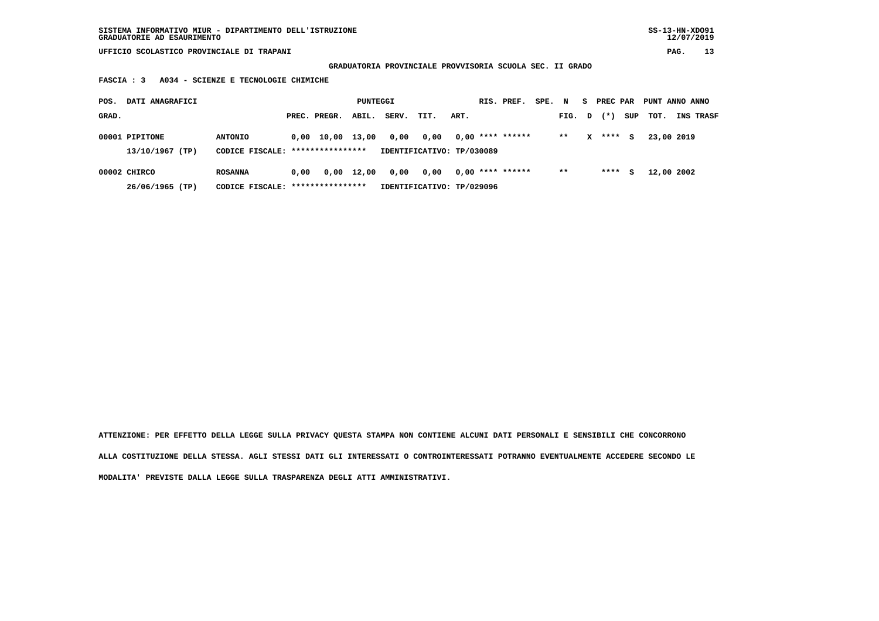SISTEMA INFORMATIVO MIUR - DIPARTIMENTO DELL'ISTRUZIONE
GRADUATORIE AD ESAURIMENTO

UFFICIO SCOLASTICO PROVINCIALE DI TRAPANI

**GRADUATORIA PROVINCIALE PROVVISORIA SCUOLA SEC. II GRADO**

**FASCIA : 3 A034 - SCIENZE E TECNOLOGIE CHIMICHE**

| POS. GRAD. | DATI ANAGRAFICI | | PREC. | PREGR. | ABIL. | SERV. | TIT. | ART. | RIS. | PREF. | SPE. | N FIG. | S D | PREC PAR (*) | SUP | PUNT TOT. | ANNO INS | ANNO TRASF |
|---|---|---|---|---|---|---|---|---|---|---|---|---|---|---|---|---|---|---|
| 00001 | PIPITONE | ANTONIO | 0,00 | 10,00 | 13,00 | 0,00 | 0,00 | 0,00 | **** | ****** | | ** | X | **** | S | 23,00 | 2019 | |
| | 13/10/1967 (TP) | CODICE FISCALE: **************** | IDENTIFICATIVO: TP/030089 | | | | | | | | | | | | | | | |
| 00002 | CHIRCO | ROSANNA | 0,00 | 0,00 | 12,00 | 0,00 | 0,00 | 0,00 | **** | ****** | | ** | | **** | S | 12,00 | 2002 | |
| | 26/06/1965 (TP) | CODICE FISCALE: **************** | IDENTIFICATIVO: TP/029096 | | | | | | | | | | | | | | | |

**ATTENZIONE: PER EFFETTO DELLA LEGGE SULLA PRIVACY QUESTA STAMPA NON CONTIENE ALCUNI DATI PERSONALI E SENSIBILI CHE CONCORRONO ALLA COSTITUZIONE DELLA STESSA. AGLI STESSI DATI GLI INTERESSATI O CONTROINTERESSATI POTRANNO EVENTUALMENTE ACCEDERE SECONDO LE MODALITA' PREVISTE DALLA LEGGE SULLA TRASPARENZA DEGLI ATTI AMMINISTRATIVI.**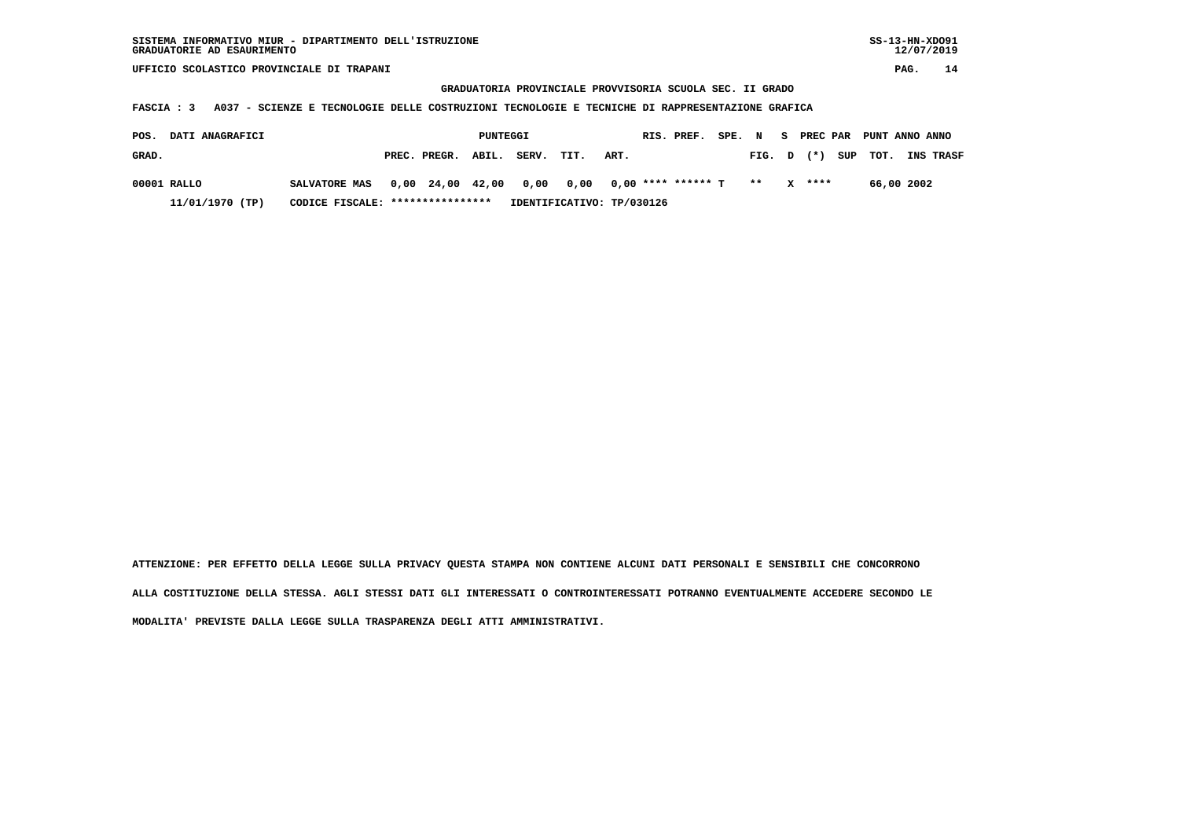GRADUATORIA PROVINCIALE PROVVISORIA SCUOLA SEC. II GRADO

FASCIA : 3 A037 - SCIENZE E TECNOLOGIE DELLE COSTRUZIONI TECNOLOGIE E TECNICHE DI RAPPRESENTAZIONE GRAFICA

| POS. GRAD. | DATI ANAGRAFICI | | PUNTEGGI PREC. | PREGR. | ABIL. | SERV. | TIT. | ART. | RIS. | PREF. | SPE. | N FIG. | S D | PREC PAR (*) | SUP | PUNT TOT. | ANNO INS | ANNO TRASF |
|---|---|---|---|---|---|---|---|---|---|---|---|---|---|---|---|---|---|---|
| 00001 | RALLO | SALVATORE MAS | 0,00 | 24,00 | 42,00 | 0,00 | 0,00 | 0,00 | **** | ****** | T | ** | X | **** | | 66,00 | 2002 | |
| | 11/01/1970 (TP) | CODICE FISCALE: **************** | IDENTIFICATIVO: TP/030126 | | | | | | | | | | | | | | | |

ATTENZIONE: PER EFFETTO DELLA LEGGE SULLA PRIVACY QUESTA STAMPA NON CONTIENE ALCUNI DATI PERSONALI E SENSIBILI CHE CONCORRONO ALLA COSTITUZIONE DELLA STESSA. AGLI STESSI DATI GLI INTERESSATI O CONTROINTERESSATI POTRANNO EVENTUALMENTE ACCEDERE SECONDO LE MODALITA' PREVISTE DALLA LEGGE SULLA TRASPARENZA DEGLI ATTI AMMINISTRATIVI.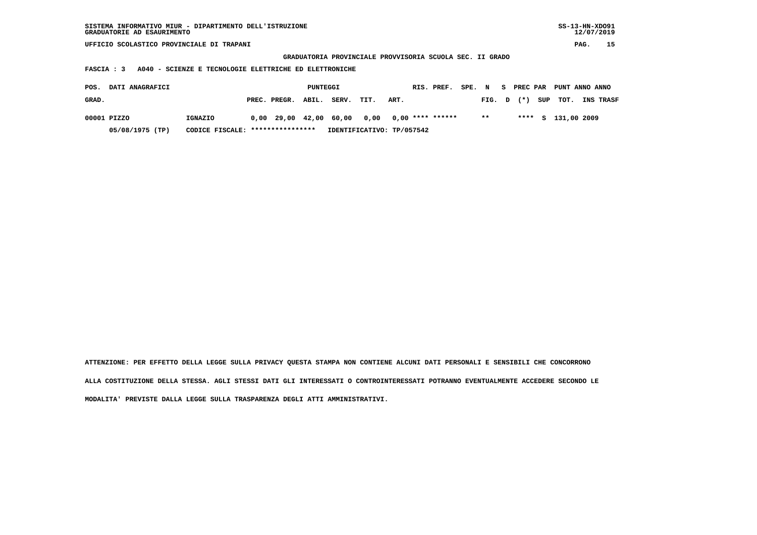SISTEMA INFORMATIVO MIUR - DIPARTIMENTO DELL'ISTRUZIONE
GRADUATORIE AD ESAURIMENTO

UFFICIO SCOLASTICO PROVINCIALE DI TRAPANI

**GRADUATORIA PROVINCIALE PROVVISORIA SCUOLA SEC. II GRADO**

**FASCIA : 3 A040 - SCIENZE E TECNOLOGIE ELETTRICHE ED ELETTRONICHE**

| POS. GRAD. | DATI ANAGRAFICI | | PUNTEGGI PREC. | PREGR. | ABIL. | SERV. | TIT. | ART. | RIS. | PREF. | SPE. FIG. | N D | S (*) | PREC PAR SUP | PUNT TOT. | ANNO INS | ANNO TRASF |
|---|---|---|---|---|---|---|---|---|---|---|---|---|---|---|---|---|---|
| 00001 | PIZZO | IGNAZIO | 0,00 | 29,00 | 42,00 | 60,00 | 0,00 | 0,00 | **** | ****** | ** | | **** | S | 131,00 | 2009 | |
| | 05/08/1975 (TP) | CODICE FISCALE: **************** | IDENTIFICATIVO: TP/057542 | | | | | | | | | | | | | | |

ATTENZIONE: PER EFFETTO DELLA LEGGE SULLA PRIVACY QUESTA STAMPA NON CONTIENE ALCUNI DATI PERSONALI E SENSIBILI CHE CONCORRONO ALLA COSTITUZIONE DELLA STESSA. AGLI STESSI DATI GLI INTERESSATI O CONTROINTERESSATI POTRANNO EVENTUALMENTE ACCEDERE SECONDO LE MODALITA' PREVISTE DALLA LEGGE SULLA TRASPARENZA DEGLI ATTI AMMINISTRATIVI.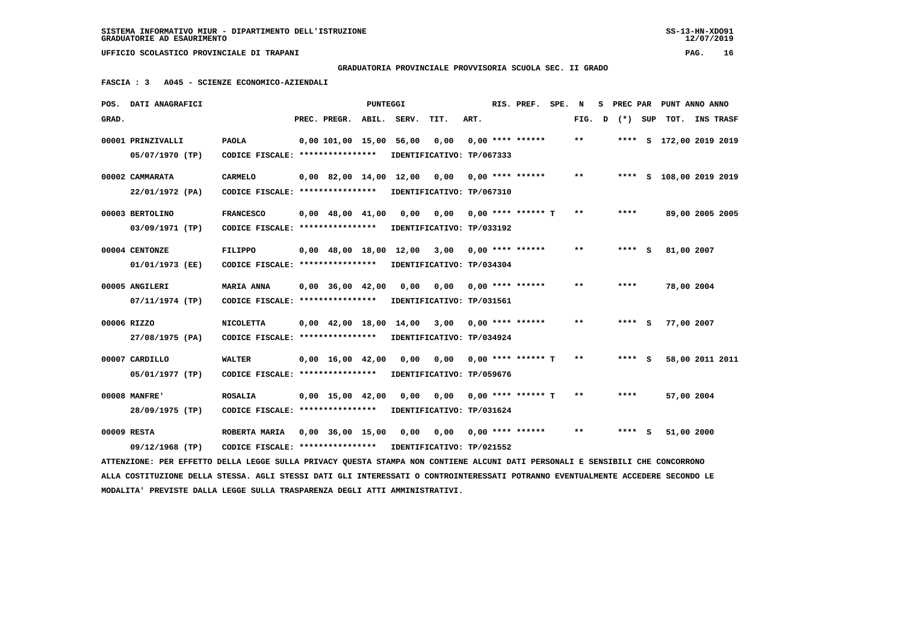SISTEMA INFORMATIVO MIUR - DIPARTIMENTO DELL'ISTRUZIONE
GRADUATORIE AD ESAURIMENTO

UFFICIO SCOLASTICO PROVINCIALE DI TRAPANI

**GRADUATORIA PROVINCIALE PROVVISORIA SCUOLA SEC. II GRADO**

**FASCIA : 3 A045 - SCIENZE ECONOMICO-AZIENDALI**

| POS. GRAD. | DATI ANAGRAFICI | | PREC. | PREGR. | ABIL. | SERV. | TIT. | ART. | RIS. | PREF. | SPE. | N FIG. | S D | PREC PAR (*) | SUP | PUNT TOT. | ANNO | ANNO INS TRASF |
|---|---|---|---|---|---|---|---|---|---|---|---|---|---|---|---|---|---|---|
| 00001 | PRINZIVALLI 05/07/1970 (TP) | PAOLA CODICE FISCALE: **************** IDENTIFICATIVO: TP/067333 | 0,00 | 101,00 | 15,00 | 56,00 | 0,00 | 0,00 | **** | ****** | | ** | | **** | S | 172,00 | 2019 | 2019 |
| 00002 | CAMMARATA 22/01/1972 (PA) | CARMELO CODICE FISCALE: **************** IDENTIFICATIVO: TP/067310 | 0,00 | 82,00 | 14,00 | 12,00 | 0,00 | 0,00 | **** | ****** | | ** | | **** | S | 108,00 | 2019 | 2019 |
| 00003 | BERTOLINO 03/09/1971 (TP) | FRANCESCO CODICE FISCALE: **************** IDENTIFICATIVO: TP/033192 | 0,00 | 48,00 | 41,00 | 0,00 | 0,00 | 0,00 | **** | ****** | T | ** | | **** | | 89,00 | 2005 | 2005 |
| 00004 | CENTONZE 01/01/1973 (EE) | FILIPPO CODICE FISCALE: **************** IDENTIFICATIVO: TP/034304 | 0,00 | 48,00 | 18,00 | 12,00 | 3,00 | 0,00 | **** | ****** | | ** | | **** | S | 81,00 | 2007 | |
| 00005 | ANGILERI 07/11/1974 (TP) | MARIA ANNA CODICE FISCALE: **************** IDENTIFICATIVO: TP/031561 | 0,00 | 36,00 | 42,00 | 0,00 | 0,00 | 0,00 | **** | ****** | | ** | | **** | | 78,00 | 2004 | |
| 00006 | RIZZO 27/08/1975 (PA) | NICOLETTA CODICE FISCALE: **************** IDENTIFICATIVO: TP/034924 | 0,00 | 42,00 | 18,00 | 14,00 | 3,00 | 0,00 | **** | ****** | | ** | | **** | S | 77,00 | 2007 | |
| 00007 | CARDILLO 05/01/1977 (TP) | WALTER CODICE FISCALE: **************** IDENTIFICATIVO: TP/059676 | 0,00 | 16,00 | 42,00 | 0,00 | 0,00 | 0,00 | **** | ****** | T | ** | | **** | S | 58,00 | 2011 | 2011 |
| 00008 | MANFRE' 28/09/1975 (TP) | ROSALIA CODICE FISCALE: **************** IDENTIFICATIVO: TP/031624 | 0,00 | 15,00 | 42,00 | 0,00 | 0,00 | 0,00 | **** | ****** | T | ** | | **** | | 57,00 | 2004 | |
| 00009 | RESTA 09/12/1968 (TP) | ROBERTA MARIA CODICE FISCALE: **************** IDENTIFICATIVO: TP/021552 | 0,00 | 36,00 | 15,00 | 0,00 | 0,00 | 0,00 | **** | ****** | | ** | | **** | S | 51,00 | 2000 | |

ATTENZIONE: PER EFFETTO DELLA LEGGE SULLA PRIVACY QUESTA STAMPA NON CONTIENE ALCUNI DATI PERSONALI E SENSIBILI CHE CONCORRONO ALLA COSTITUZIONE DELLA STESSA. AGLI STESSI DATI GLI INTERESSATI O CONTROINTERESSATI POTRANNO EVENTUALMENTE ACCEDERE SECONDO LE MODALITA' PREVISTE DALLA LEGGE SULLA TRASPARENZA DEGLI ATTI AMMINISTRATIVI.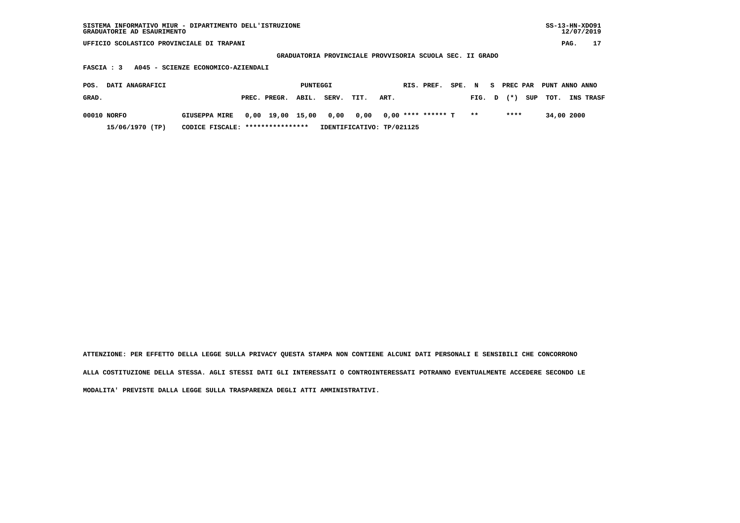UFFICIO SCOLASTICO PROVINCIALE DI TRAPANI

GRADUATORIA PROVINCIALE PROVVISORIA SCUOLA SEC. II GRADO

FASCIA : 3 A045 - SCIENZE ECONOMICO-AZIENDALI

| POS. GRAD. | DATI ANAGRAFICI | | PUNTEGGI PREC. | PREGR. | ABIL. | SERV. | TIT. | ART. | RIS. | PREF. | SPE. | N FIG. | S D | PREC PAR (*) | SUP | PUNT TOT. | ANNO INS | ANNO TRASF |
|---|---|---|---|---|---|---|---|---|---|---|---|---|---|---|---|---|---|---|
| 00010 | NORFO | GIUSEPPA MIRE | 0,00 | 19,00 | 15,00 | 0,00 | 0,00 | 0,00 | **** | ****** | T | ** | | **** | | 34,00 | 2000 | |
| | 15/06/1970 (TP) | CODICE FISCALE: **************** | IDENTIFICATIVO: TP/021125 | | | | | | | | | | | | | | | |

ATTENZIONE: PER EFFETTO DELLA LEGGE SULLA PRIVACY QUESTA STAMPA NON CONTIENE ALCUNI DATI PERSONALI E SENSIBILI CHE CONCORRONO ALLA COSTITUZIONE DELLA STESSA. AGLI STESSI DATI GLI INTERESSATI O CONTROINTERESSATI POTRANNO EVENTUALMENTE ACCEDERE SECONDO LE MODALITA' PREVISTE DALLA LEGGE SULLA TRASPARENZA DEGLI ATTI AMMINISTRATIVI.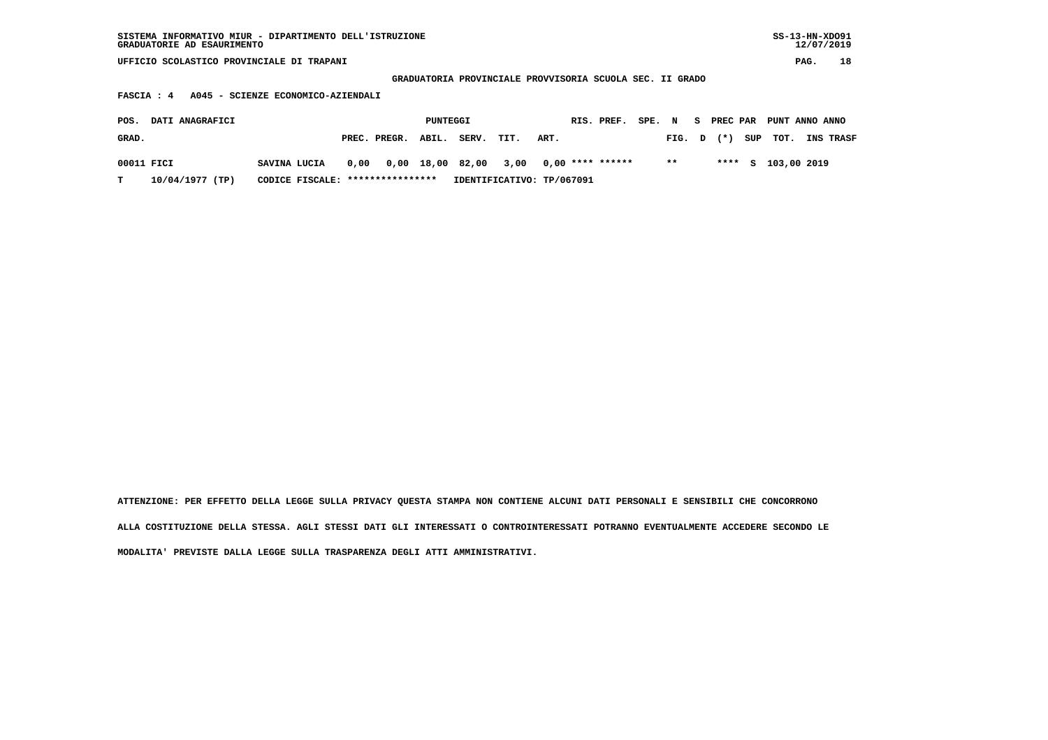SISTEMA INFORMATIVO MIUR - DIPARTIMENTO DELL'ISTRUZIONE
GRADUATORIE AD ESAURIMENTO

UFFICIO SCOLASTICO PROVINCIALE DI TRAPANI

GRADUATORIA PROVINCIALE PROVVISORIA SCUOLA SEC. II GRADO

FASCIA : 4 A045 - SCIENZE ECONOMICO-AZIENDALI

| POS. GRAD. | DATI ANAGRAFICI | | PUNTEGGI PREC. | PREGR. | ABIL. | SERV. | TIT. | ART. | RIS. | PREF. | SPE. | N FIG. | S D | PREC (*) | PAR SUP | PUNT TOT. | ANNO INS | ANNO TRASF |
|---|---|---|---|---|---|---|---|---|---|---|---|---|---|---|---|---|---|---|
| 00011 | FICI | SAVINA LUCIA | 0,00 | 0,00 | 18,00 | 82,00 | 3,00 | 0,00 | **** | ****** | | ** | | **** | S | 103,00 | 2019 | |
| T | 10/04/1977 (TP) | CODICE FISCALE: **************** | IDENTIFICATIVO: TP/067091 | | | | | | | | | | | | | | | |

ATTENZIONE: PER EFFETTO DELLA LEGGE SULLA PRIVACY QUESTA STAMPA NON CONTIENE ALCUNI DATI PERSONALI E SENSIBILI CHE CONCORRONO ALLA COSTITUZIONE DELLA STESSA. AGLI STESSI DATI GLI INTERESSATI O CONTROINTERESSATI POTRANNO EVENTUALMENTE ACCEDERE SECONDO LE MODALITA' PREVISTE DALLA LEGGE SULLA TRASPARENZA DEGLI ATTI AMMINISTRATIVI.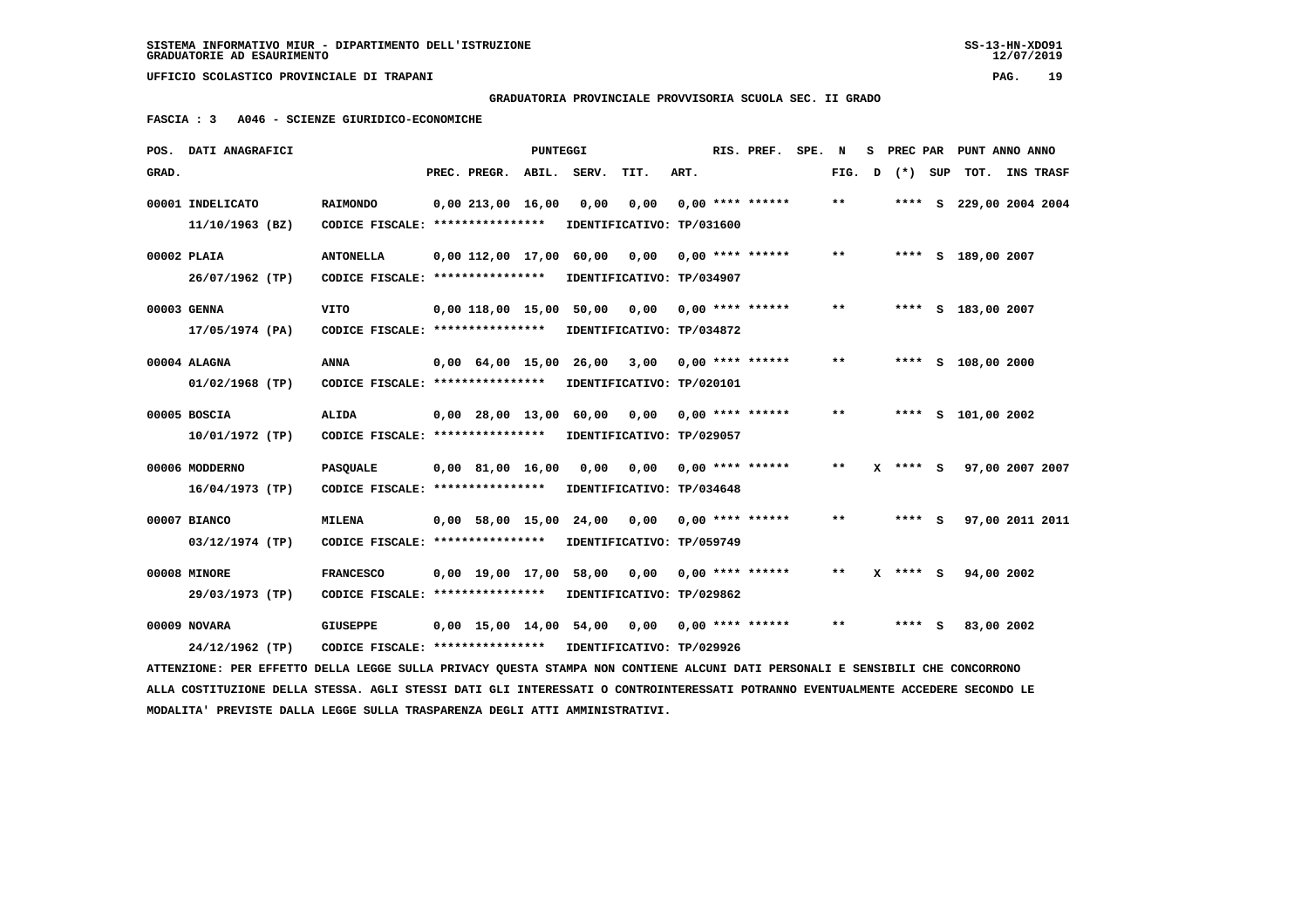SISTEMA INFORMATIVO MIUR - DIPARTIMENTO DELL'ISTRUZIONE
GRADUATORIE AD ESAURIMENTO

UFFICIO SCOLASTICO PROVINCIALE DI TRAPANI

GRADUATORIA PROVINCIALE PROVVISORIA SCUOLA SEC. II GRADO

FASCIA : 3 A046 - SCIENZE GIURIDICO-ECONOMICHE

| POS. GRAD. | DATI ANAGRAFICI | | PREC. | PREGR. | ABIL. | SERV. | TIT. | ART. | RIS. PREF. | SPE. | N FIG. | S D | PREC PAR (*) | SUP | PUNT TOT. | ANNO INS | ANNO TRASF |
|---|---|---|---|---|---|---|---|---|---|---|---|---|---|---|---|---|---|
| 00001 | INDELICATO 11/10/1963 (BZ) | RAIMONDO CODICE FISCALE: **************** IDENTIFICATIVO: TP/031600 | 0,00 | 213,00 | 16,00 | 0,00 | 0,00 | 0,00 | **** ****** | | ** | | **** | S | 229,00 | 2004 | 2004 |
| 00002 | PLAIA 26/07/1962 (TP) | ANTONELLA CODICE FISCALE: **************** IDENTIFICATIVO: TP/034907 | 0,00 | 112,00 | 17,00 | 60,00 | 0,00 | 0,00 | **** ****** | | ** | | **** | S | 189,00 | 2007 | |
| 00003 | GENNA 17/05/1974 (PA) | VITO CODICE FISCALE: **************** IDENTIFICATIVO: TP/034872 | 0,00 | 118,00 | 15,00 | 50,00 | 0,00 | 0,00 | **** ****** | | ** | | **** | S | 183,00 | 2007 | |
| 00004 | ALAGNA 01/02/1968 (TP) | ANNA CODICE FISCALE: **************** IDENTIFICATIVO: TP/020101 | 0,00 | 64,00 | 15,00 | 26,00 | 3,00 | 0,00 | **** ****** | | ** | | **** | S | 108,00 | 2000 | |
| 00005 | BOSCIA 10/01/1972 (TP) | ALIDA CODICE FISCALE: **************** IDENTIFICATIVO: TP/029057 | 0,00 | 28,00 | 13,00 | 60,00 | 0,00 | 0,00 | **** ****** | | ** | | **** | S | 101,00 | 2002 | |
| 00006 | MODDERNO 16/04/1973 (TP) | PASQUALE CODICE FISCALE: **************** IDENTIFICATIVO: TP/034648 | 0,00 | 81,00 | 16,00 | 0,00 | 0,00 | 0,00 | **** ****** | | ** | X | **** | S | 97,00 | 2007 | 2007 |
| 00007 | BIANCO 03/12/1974 (TP) | MILENA CODICE FISCALE: **************** IDENTIFICATIVO: TP/059749 | 0,00 | 58,00 | 15,00 | 24,00 | 0,00 | 0,00 | **** ****** | | ** | | **** | S | 97,00 | 2011 | 2011 |
| 00008 | MINORE 29/03/1973 (TP) | FRANCESCO CODICE FISCALE: **************** IDENTIFICATIVO: TP/029862 | 0,00 | 19,00 | 17,00 | 58,00 | 0,00 | 0,00 | **** ****** | | ** | X | **** | S | 94,00 | 2002 | |
| 00009 | NOVARA 24/12/1962 (TP) | GIUSEPPE CODICE FISCALE: **************** IDENTIFICATIVO: TP/029926 | 0,00 | 15,00 | 14,00 | 54,00 | 0,00 | 0,00 | **** ****** | | ** | | **** | S | 83,00 | 2002 | |

ATTENZIONE: PER EFFETTO DELLA LEGGE SULLA PRIVACY QUESTA STAMPA NON CONTIENE ALCUNI DATI PERSONALI E SENSIBILI CHE CONCORRONO ALLA COSTITUZIONE DELLA STESSA. AGLI STESSI DATI GLI INTERESSATI O CONTROINTERESSATI POTRANNO EVENTUALMENTE ACCEDERE SECONDO LE MODALITA' PREVISTE DALLA LEGGE SULLA TRASPARENZA DEGLI ATTI AMMINISTRATIVI.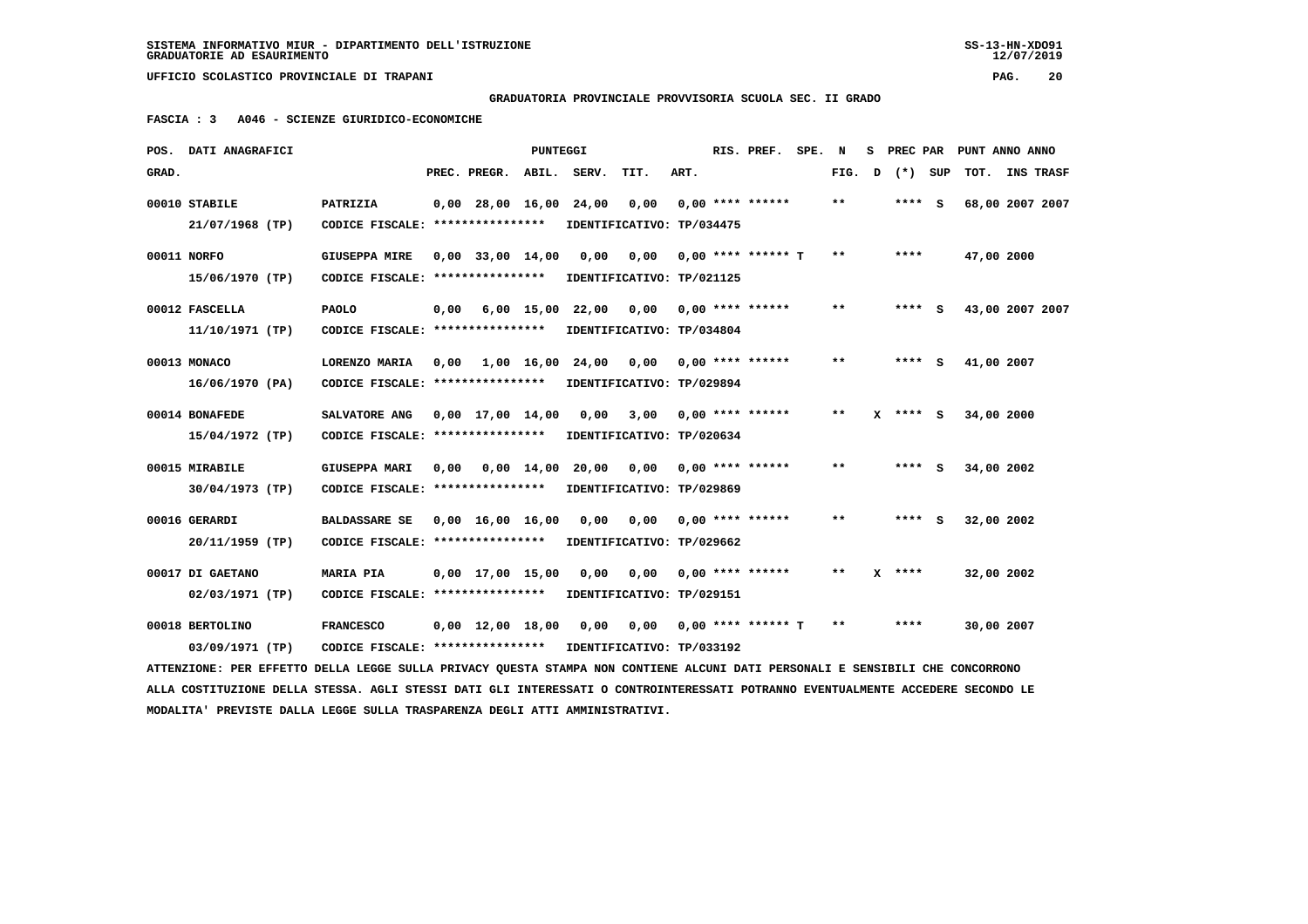SISTEMA INFORMATIVO MIUR - DIPARTIMENTO DELL'ISTRUZIONE
GRADUATORIE AD ESAURIMENTO

UFFICIO SCOLASTICO PROVINCIALE DI TRAPANI

**GRADUATORIA PROVINCIALE PROVVISORIA SCUOLA SEC. II GRADO**

**FASCIA : 3 A046 - SCIENZE GIURIDICO-ECONOMICHE**

| POS. GRAD. | DATI ANAGRAFICI | | PREC. | PREGR. | ABIL. | SERV. | TIT. | ART. | RIS. PREF. | SPE. | N FIG. | S D | PREC PAR (*) | SUP | PUNT ANNO ANNO TOT. | INS TRASF |
|---|---|---|---|---|---|---|---|---|---|---|---|---|---|---|---|---|
| 00010 | STABILE 21/07/1968 (TP) | PATRIZIA | 0,00 | 28,00 | 16,00 | 24,00 | 0,00 | 0,00 | **** ****** | | ** | | **** | S | 68,00 | 2007 2007 |
| | CODICE FISCALE: **************** | IDENTIFICATIVO: TP/034475 | | | | | | | | | | | | | | |
| 00011 | NORFO 15/06/1970 (TP) | GIUSEPPA MIRE | 0,00 | 33,00 | 14,00 | 0,00 | 0,00 | 0,00 | **** ****** T | | ** | | **** | | 47,00 | 2000 |
| | CODICE FISCALE: **************** | IDENTIFICATIVO: TP/021125 | | | | | | | | | | | | | | |
| 00012 | FASCELLA 11/10/1971 (TP) | PAOLO | 0,00 | 6,00 | 15,00 | 22,00 | 0,00 | 0,00 | **** ****** | | ** | | **** | S | 43,00 | 2007 2007 |
| | CODICE FISCALE: **************** | IDENTIFICATIVO: TP/034804 | | | | | | | | | | | | | | |
| 00013 | MONACO 16/06/1970 (PA) | LORENZO MARIA | 0,00 | 1,00 | 16,00 | 24,00 | 0,00 | 0,00 | **** ****** | | ** | | **** | S | 41,00 | 2007 |
| | CODICE FISCALE: **************** | IDENTIFICATIVO: TP/029894 | | | | | | | | | | | | | | |
| 00014 | BONAFEDE 15/04/1972 (TP) | SALVATORE ANG | 0,00 | 17,00 | 14,00 | 0,00 | 3,00 | 0,00 | **** ****** | | ** | X | **** | S | 34,00 | 2000 |
| | CODICE FISCALE: **************** | IDENTIFICATIVO: TP/020634 | | | | | | | | | | | | | | |
| 00015 | MIRABILE 30/04/1973 (TP) | GIUSEPPA MARI | 0,00 | 0,00 | 14,00 | 20,00 | 0,00 | 0,00 | **** ****** | | ** | | **** | S | 34,00 | 2002 |
| | CODICE FISCALE: **************** | IDENTIFICATIVO: TP/029869 | | | | | | | | | | | | | | |
| 00016 | GERARDI 20/11/1959 (TP) | BALDASSARE SE | 0,00 | 16,00 | 16,00 | 0,00 | 0,00 | 0,00 | **** ****** | | ** | | **** | S | 32,00 | 2002 |
| | CODICE FISCALE: **************** | IDENTIFICATIVO: TP/029662 | | | | | | | | | | | | | | |
| 00017 | DI GAETANO 02/03/1971 (TP) | MARIA PIA | 0,00 | 17,00 | 15,00 | 0,00 | 0,00 | 0,00 | **** ****** | | ** | X | **** | | 32,00 | 2002 |
| | CODICE FISCALE: **************** | IDENTIFICATIVO: TP/029151 | | | | | | | | | | | | | | |
| 00018 | BERTOLINO 03/09/1971 (TP) | FRANCESCO | 0,00 | 12,00 | 18,00 | 0,00 | 0,00 | 0,00 | **** ****** T | | ** | | **** | | 30,00 | 2007 |
| | CODICE FISCALE: **************** | IDENTIFICATIVO: TP/033192 | | | | | | | | | | | | | | |

ATTENZIONE: PER EFFETTO DELLA LEGGE SULLA PRIVACY QUESTA STAMPA NON CONTIENE ALCUNI DATI PERSONALI E SENSIBILI CHE CONCORRONO ALLA COSTITUZIONE DELLA STESSA. AGLI STESSI DATI GLI INTERESSATI O CONTROINTERESSATI POTRANNO EVENTUALMENTE ACCEDERE SECONDO LE MODALITA' PREVISTE DALLA LEGGE SULLA TRASPARENZA DEGLI ATTI AMMINISTRATIVI.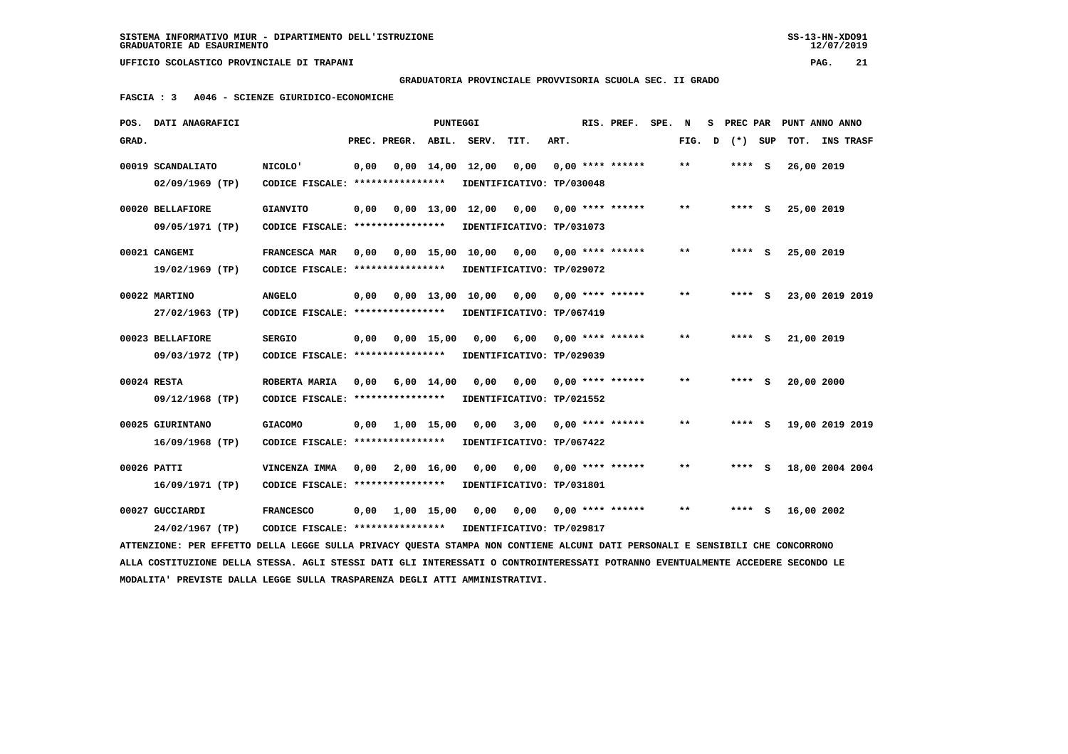SISTEMA INFORMATIVO MIUR - DIPARTIMENTO DELL'ISTRUZIONE
GRADUATORIE AD ESAURIMENTO

UFFICIO SCOLASTICO PROVINCIALE DI TRAPANI

GRADUATORIA PROVINCIALE PROVVISORIA SCUOLA SEC. II GRADO

FASCIA : 3 A046 - SCIENZE GIURIDICO-ECONOMICHE

| POS. GRAD. | DATI ANAGRAFICI | | PREC. | PREGR. | ABIL. | SERV. | TIT. | ART. | RIS. PREF. | SPE. N FIG. | S D | PREC PAR (*) | SUP | PUNT ANNO ANNO TOT. | INS TRASF |
|---|---|---|---|---|---|---|---|---|---|---|---|---|---|---|---|
| 00019 | SCANDALIATO 02/09/1969 (TP) | NICOLO' CODICE FISCALE: **************** IDENTIFICATIVO: TP/030048 | 0,00 | 0,00 | 14,00 | 12,00 | 0,00 | 0,00 | **** ****** | ** | | **** | S | 26,00 | 2019 |
| 00020 | BELLAFIORE 09/05/1971 (TP) | GIANVITO CODICE FISCALE: **************** IDENTIFICATIVO: TP/031073 | 0,00 | 0,00 | 13,00 | 12,00 | 0,00 | 0,00 | **** ****** | ** | | **** | S | 25,00 | 2019 |
| 00021 | CANGEMI 19/02/1969 (TP) | FRANCESCA MAR CODICE FISCALE: **************** IDENTIFICATIVO: TP/029072 | 0,00 | 0,00 | 15,00 | 10,00 | 0,00 | 0,00 | **** ****** | ** | | **** | S | 25,00 | 2019 |
| 00022 | MARTINO 27/02/1963 (TP) | ANGELO CODICE FISCALE: **************** IDENTIFICATIVO: TP/067419 | 0,00 | 0,00 | 13,00 | 10,00 | 0,00 | 0,00 | **** ****** | ** | | **** | S | 23,00 | 2019 2019 |
| 00023 | BELLAFIORE 09/03/1972 (TP) | SERGIO CODICE FISCALE: **************** IDENTIFICATIVO: TP/029039 | 0,00 | 0,00 | 15,00 | 0,00 | 6,00 | 0,00 | **** ****** | ** | | **** | S | 21,00 | 2019 |
| 00024 | RESTA 09/12/1968 (TP) | ROBERTA MARIA CODICE FISCALE: **************** IDENTIFICATIVO: TP/021552 | 0,00 | 6,00 | 14,00 | 0,00 | 0,00 | 0,00 | **** ****** | ** | | **** | S | 20,00 | 2000 |
| 00025 | GIURINTANO 16/09/1968 (TP) | GIACOMO CODICE FISCALE: **************** IDENTIFICATIVO: TP/067422 | 0,00 | 1,00 | 15,00 | 0,00 | 3,00 | 0,00 | **** ****** | ** | | **** | S | 19,00 | 2019 2019 |
| 00026 | PATTI 16/09/1971 (TP) | VINCENZA IMMA CODICE FISCALE: **************** IDENTIFICATIVO: TP/031801 | 0,00 | 2,00 | 16,00 | 0,00 | 0,00 | 0,00 | **** ****** | ** | | **** | S | 18,00 | 2004 2004 |
| 00027 | GUCCIARDI 24/02/1967 (TP) | FRANCESCO CODICE FISCALE: **************** IDENTIFICATIVO: TP/029817 | 0,00 | 1,00 | 15,00 | 0,00 | 0,00 | 0,00 | **** ****** | ** | | **** | S | 16,00 | 2002 |

ATTENZIONE: PER EFFETTO DELLA LEGGE SULLA PRIVACY QUESTA STAMPA NON CONTIENE ALCUNI DATI PERSONALI E SENSIBILI CHE CONCORRONO ALLA COSTITUZIONE DELLA STESSA. AGLI STESSI DATI GLI INTERESSATI O CONTROINTERESSATI POTRANNO EVENTUALMENTE ACCEDERE SECONDO LE MODALITA' PREVISTE DALLA LEGGE SULLA TRASPARENZA DEGLI ATTI AMMINISTRATIVI.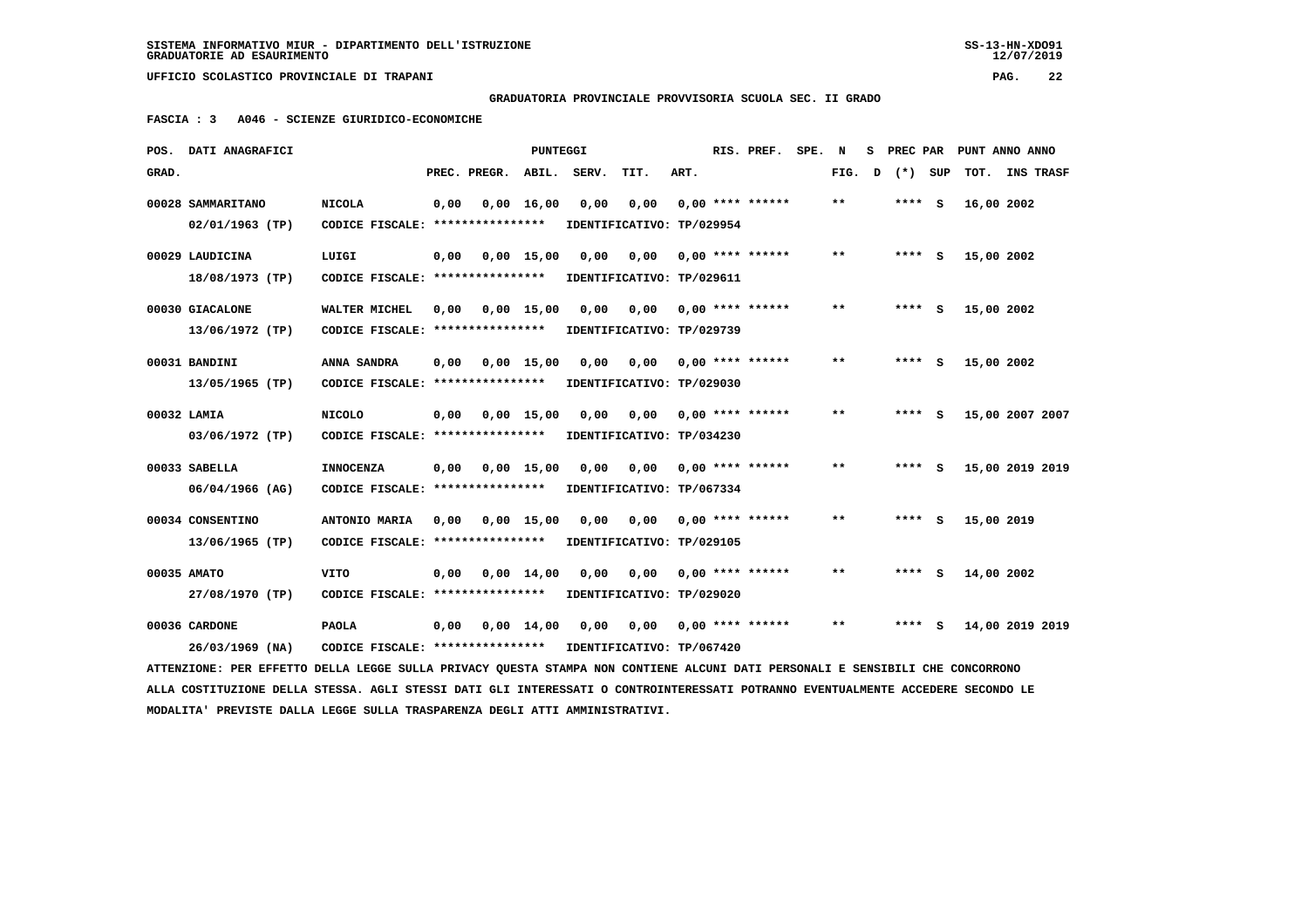SISTEMA INFORMATIVO MIUR - DIPARTIMENTO DELL'ISTRUZIONE
GRADUATORIE AD ESAURIMENTO

UFFICIO SCOLASTICO PROVINCIALE DI TRAPANI

GRADUATORIA PROVINCIALE PROVVISORIA SCUOLA SEC. II GRADO

FASCIA : 3 A046 - SCIENZE GIURIDICO-ECONOMICHE

| POS. GRAD. | DATI ANAGRAFICI | | PREC. | PREGR. | ABIL. | SERV. | TIT. | ART. | RIS. PREF. | SPE. | N FIG. | S D | PREC PAR (*) | SUP | PUNT ANNO TOT. | ANNO INS | TRASF |
|---|---|---|---|---|---|---|---|---|---|---|---|---|---|---|---|---|---|
| 00028 | SAMMARITANO 02/01/1963 (TP) | NICOLA CODICE FISCALE: **************** IDENTIFICATIVO: TP/029954 | 0,00 | 0,00 | 16,00 | 0,00 | 0,00 | 0,00 | **** ****** | | ** | | **** | S | 16,00 | 2002 | |
| 00029 | LAUDICINA 18/08/1973 (TP) | LUIGI CODICE FISCALE: **************** IDENTIFICATIVO: TP/029611 | 0,00 | 0,00 | 15,00 | 0,00 | 0,00 | 0,00 | **** ****** | | ** | | **** | S | 15,00 | 2002 | |
| 00030 | GIACALONE 13/06/1972 (TP) | WALTER MICHEL CODICE FISCALE: **************** IDENTIFICATIVO: TP/029739 | 0,00 | 0,00 | 15,00 | 0,00 | 0,00 | 0,00 | **** ****** | | ** | | **** | S | 15,00 | 2002 | |
| 00031 | BANDINI 13/05/1965 (TP) | ANNA SANDRA CODICE FISCALE: **************** IDENTIFICATIVO: TP/029030 | 0,00 | 0,00 | 15,00 | 0,00 | 0,00 | 0,00 | **** ****** | | ** | | **** | S | 15,00 | 2002 | |
| 00032 | LAMIA 03/06/1972 (TP) | NICOLO CODICE FISCALE: **************** IDENTIFICATIVO: TP/034230 | 0,00 | 0,00 | 15,00 | 0,00 | 0,00 | 0,00 | **** ****** | | ** | | **** | S | 15,00 | 2007 | 2007 |
| 00033 | SABELLA 06/04/1966 (AG) | INNOCENZA CODICE FISCALE: **************** IDENTIFICATIVO: TP/067334 | 0,00 | 0,00 | 15,00 | 0,00 | 0,00 | 0,00 | **** ****** | | ** | | **** | S | 15,00 | 2019 | 2019 |
| 00034 | CONSENTINO 13/06/1965 (TP) | ANTONIO MARIA CODICE FISCALE: **************** IDENTIFICATIVO: TP/029105 | 0,00 | 0,00 | 15,00 | 0,00 | 0,00 | 0,00 | **** ****** | | ** | | **** | S | 15,00 | 2019 | |
| 00035 | AMATO 27/08/1970 (TP) | VITO CODICE FISCALE: **************** IDENTIFICATIVO: TP/029020 | 0,00 | 0,00 | 14,00 | 0,00 | 0,00 | 0,00 | **** ****** | | ** | | **** | S | 14,00 | 2002 | |
| 00036 | CARDONE 26/03/1969 (NA) | PAOLA CODICE FISCALE: **************** IDENTIFICATIVO: TP/067420 | 0,00 | 0,00 | 14,00 | 0,00 | 0,00 | 0,00 | **** ****** | | ** | | **** | S | 14,00 | 2019 | 2019 |

ATTENZIONE: PER EFFETTO DELLA LEGGE SULLA PRIVACY QUESTA STAMPA NON CONTIENE ALCUNI DATI PERSONALI E SENSIBILI CHE CONCORRONO ALLA COSTITUZIONE DELLA STESSA. AGLI STESSI DATI GLI INTERESSATI O CONTROINTERESSATI POTRANNO EVENTUALMENTE ACCEDERE SECONDO LE MODALITA' PREVISTE DALLA LEGGE SULLA TRASPARENZA DEGLI ATTI AMMINISTRATIVI.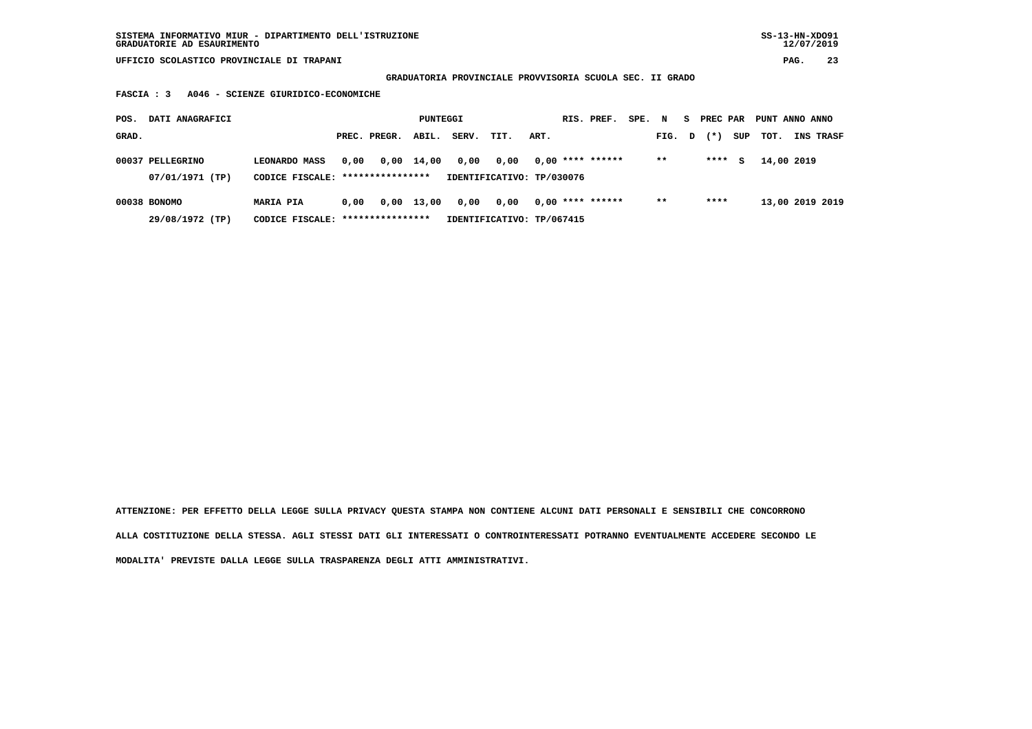**GRADUATORIA PROVINCIALE PROVVISORIA SCUOLA SEC. II GRADO**

**FASCIA : 3 A046 - SCIENZE GIURIDICO-ECONOMICHE**

| POS. GRAD. | DATI ANAGRAFICI | | PREC. | PREGR. | ABIL. | SERV. | TIT. | ART. | RIS. | PREF. | SPE. | N FIG. | S D | PREC (*) | PAR SUP | PUNT TOT. | ANNO INS | ANNO TRASF |
|---|---|---|---|---|---|---|---|---|---|---|---|---|---|---|---|---|---|---|
| 00037 | PELLEGRINO | LEONARDO MASS | 0,00 | 0,00 | 14,00 | 0,00 | 0,00 | 0,00 | **** | ****** | | ** | | **** | S | 14,00 | 2019 | |
| | 07/01/1971 (TP) | CODICE FISCALE: **************** | | | | IDENTIFICATIVO: TP/030076 | | | | | | | | | | | | |
| 00038 | BONOMO | MARIA PIA | 0,00 | 0,00 | 13,00 | 0,00 | 0,00 | 0,00 | **** | ****** | | ** | | **** | | 13,00 | 2019 | 2019 |
| | 29/08/1972 (TP) | CODICE FISCALE: **************** | | | | IDENTIFICATIVO: TP/067415 | | | | | | | | | | | | |

**ATTENZIONE: PER EFFETTO DELLA LEGGE SULLA PRIVACY QUESTA STAMPA NON CONTIENE ALCUNI DATI PERSONALI E SENSIBILI CHE CONCORRONO ALLA COSTITUZIONE DELLA STESSA. AGLI STESSI DATI GLI INTERESSATI O CONTROINTERESSATI POTRANNO EVENTUALMENTE ACCEDERE SECONDO LE MODALITA' PREVISTE DALLA LEGGE SULLA TRASPARENZA DEGLI ATTI AMMINISTRATIVI.**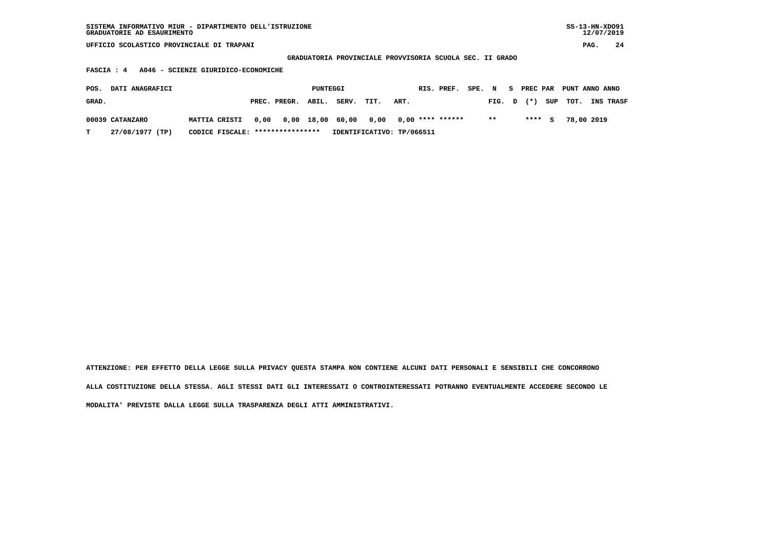SISTEMA INFORMATIVO MIUR - DIPARTIMENTO DELL'ISTRUZIONE
GRADUATORIE AD ESAURIMENTO

UFFICIO SCOLASTICO PROVINCIALE DI TRAPANI

**GRADUATORIA PROVINCIALE PROVVISORIA SCUOLA SEC. II GRADO**

**FASCIA : 4 A046 - SCIENZE GIURIDICO-ECONOMICHE**

| POS. GRAD. | DATI ANAGRAFICI | | PREC. | PREGR. | ABIL. | SERV. | TIT. | ART. | RIS. | PREF. | SPE. | N FIG. | S D | PREC (*) | PAR SUP | PUNT TOT. | ANNO INS | ANNO TRASF |
|---|---|---|---|---|---|---|---|---|---|---|---|---|---|---|---|---|---|---|
| 00039 | CATANZARO | MATTIA CRISTI | 0,00 | 0,00 | 18,00 | 60,00 | 0,00 | 0,00 | **** | ****** | | ** | | **** | S | 78,00 | 2019 | |
| T | 27/08/1977 (TP) | CODICE FISCALE: **************** | IDENTIFICATIVO: TP/066511 | | | | | | | | | | | | | | | |

ATTENZIONE: PER EFFETTO DELLA LEGGE SULLA PRIVACY QUESTA STAMPA NON CONTIENE ALCUNI DATI PERSONALI E SENSIBILI CHE CONCORRONO ALLA COSTITUZIONE DELLA STESSA. AGLI STESSI DATI GLI INTERESSATI O CONTROINTERESSATI POTRANNO EVENTUALMENTE ACCEDERE SECONDO LE MODALITA' PREVISTE DALLA LEGGE SULLA TRASPARENZA DEGLI ATTI AMMINISTRATIVI.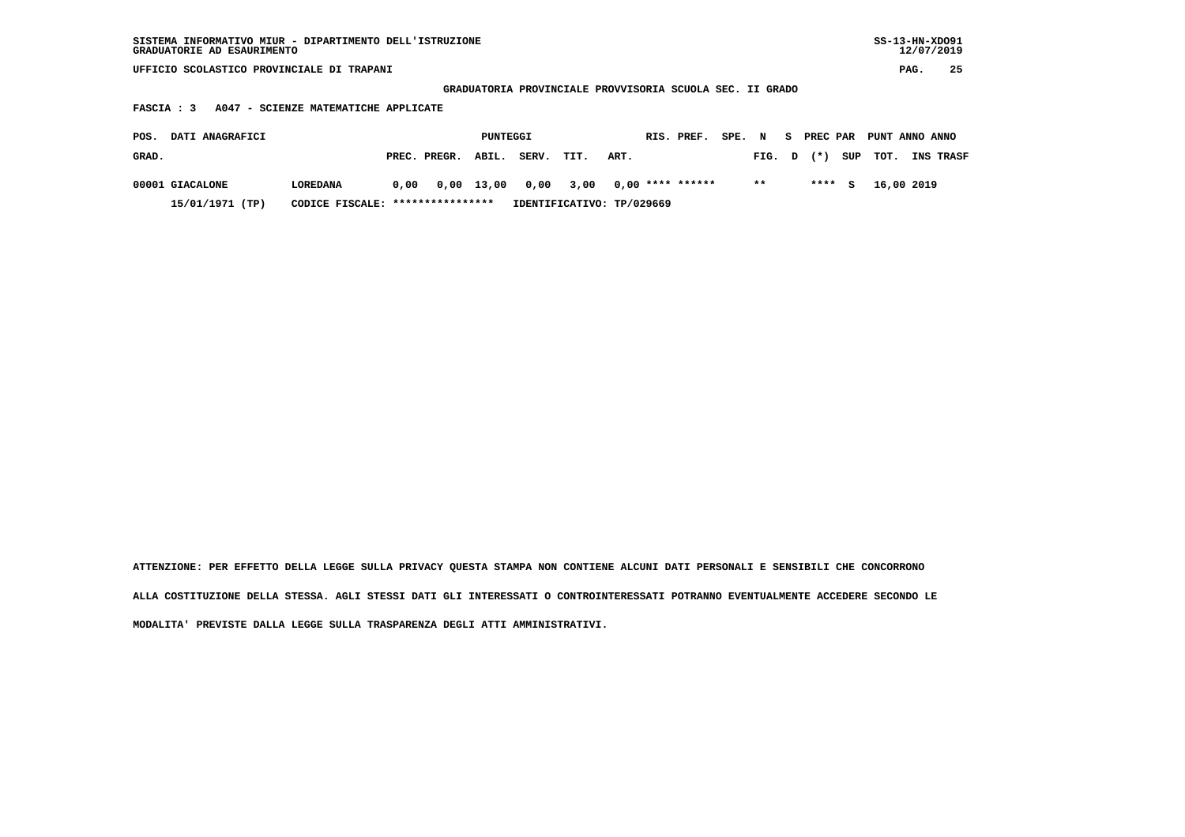SISTEMA INFORMATIVO MIUR - DIPARTIMENTO DELL'ISTRUZIONE
GRADUATORIE AD ESAURIMENTO

UFFICIO SCOLASTICO PROVINCIALE DI TRAPANI

**GRADUATORIA PROVINCIALE PROVVISORIA SCUOLA SEC. II GRADO**

**FASCIA : 3   A047 - SCIENZE MATEMATICHE APPLICATE**

| POS. GRAD. | DATI ANAGRAFICI | | PUNTEGGI PREC. | PREGR. | ABIL. | SERV. | TIT. | ART. | RIS. | PREF. | SPE. | N FIG. | S D | PREC PAR (*) | SUP | PUNT TOT. | ANNO INS | ANNO TRASF |
|---|---|---|---|---|---|---|---|---|---|---|---|---|---|---|---|---|---|---|
| 00001 | GIACALONE | LOREDANA | 0,00 | 0,00 | 13,00 | 0,00 | 3,00 | 0,00 | **** | ****** | | ** | | **** | S | 16,00 | 2019 | |
| | 15/01/1971 (TP) | CODICE FISCALE: **************** | IDENTIFICATIVO: TP/029669 | | | | | | | | | | | | | | | |

ATTENZIONE: PER EFFETTO DELLA LEGGE SULLA PRIVACY QUESTA STAMPA NON CONTIENE ALCUNI DATI PERSONALI E SENSIBILI CHE CONCORRONO ALLA COSTITUZIONE DELLA STESSA. AGLI STESSI DATI GLI INTERESSATI O CONTROINTERESSATI POTRANNO EVENTUALMENTE ACCEDERE SECONDO LE MODALITA' PREVISTE DALLA LEGGE SULLA TRASPARENZA DEGLI ATTI AMMINISTRATIVI.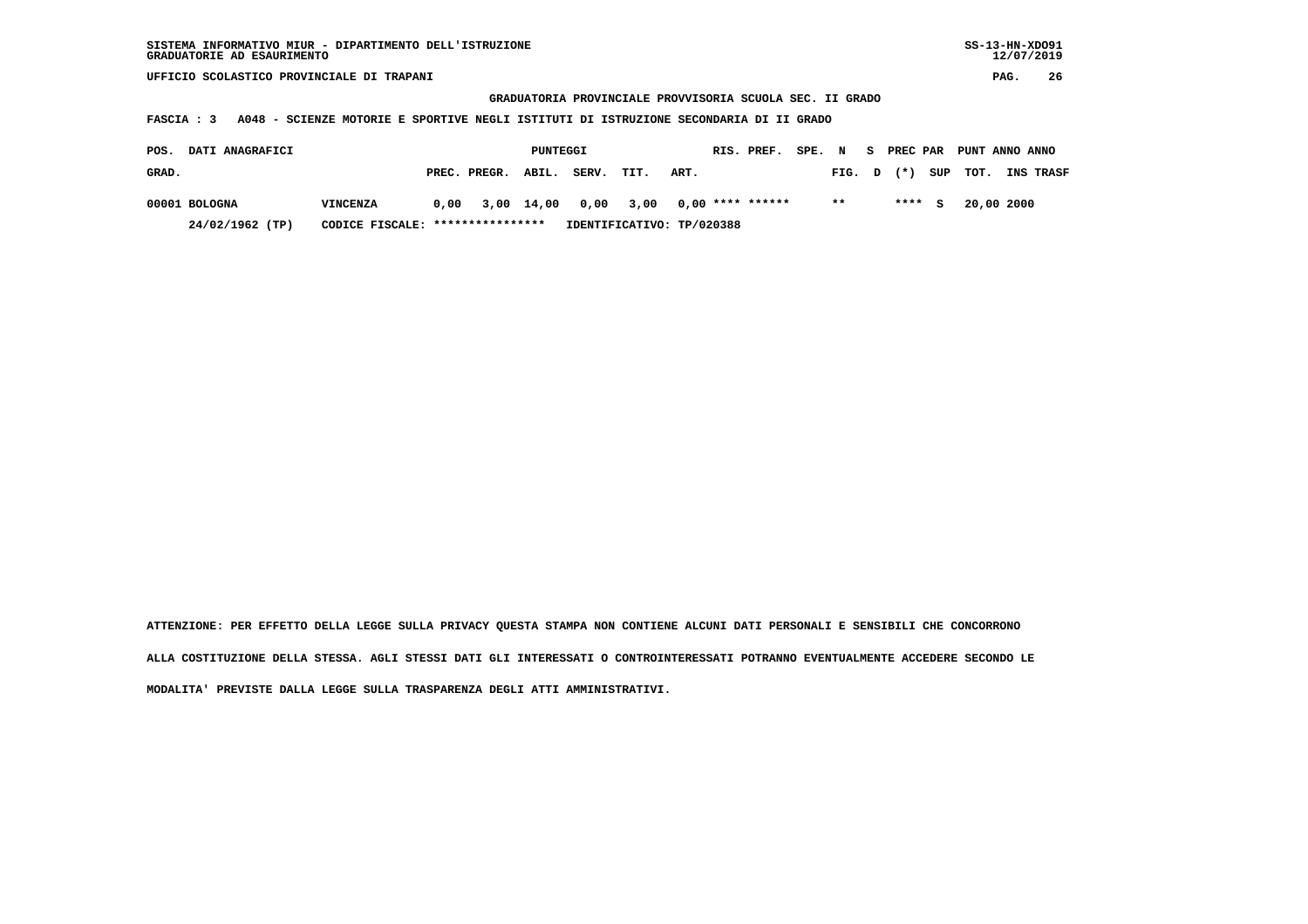SISTEMA INFORMATIVO MIUR - DIPARTIMENTO DELL'ISTRUZIONE
GRADUATORIE AD ESAURIMENTO

SS-13-HN-XDO91
12/07/2019

UFFICIO SCOLASTICO PROVINCIALE DI TRAPANI

## GRADUATORIA PROVINCIALE PROVVISORIA SCUOLA SEC. II GRADO

**FASCIA : 3 A048 - SCIENZE MOTORIE E SPORTIVE NEGLI ISTITUTI DI ISTRUZIONE SECONDARIA DI II GRADO**

| POS. GRAD. | DATI ANAGRAFICI | | PUNTEGGI PREC. | PREGR. | ABIL. | SERV. | TIT. | ART. | RIS. | PREF. | SPE. FIG. | N D | S (*) | PREC PAR SUP | PUNT TOT. | ANNO INS | ANNO TRASF |
|---|---|---|---|---|---|---|---|---|---|---|---|---|---|---|---|---|---|
| 00001 | BOLOGNA | VINCENZA | 0,00 | 3,00 | 14,00 | 0,00 | 3,00 | 0,00 | **** | ****** | ** | | **** | S | 20,00 | 2000 | |
| | 24/02/1962 (TP) | CODICE FISCALE: **************** | IDENTIFICATIVO: TP/020388 | | | | | | | | | | | | | | |

ATTENZIONE: PER EFFETTO DELLA LEGGE SULLA PRIVACY QUESTA STAMPA NON CONTIENE ALCUNI DATI PERSONALI E SENSIBILI CHE CONCORRONO ALLA COSTITUZIONE DELLA STESSA. AGLI STESSI DATI GLI INTERESSATI O CONTROINTERESSATI POTRANNO EVENTUALMENTE ACCEDERE SECONDO LE MODALITA' PREVISTE DALLA LEGGE SULLA TRASPARENZA DEGLI ATTI AMMINISTRATIVI.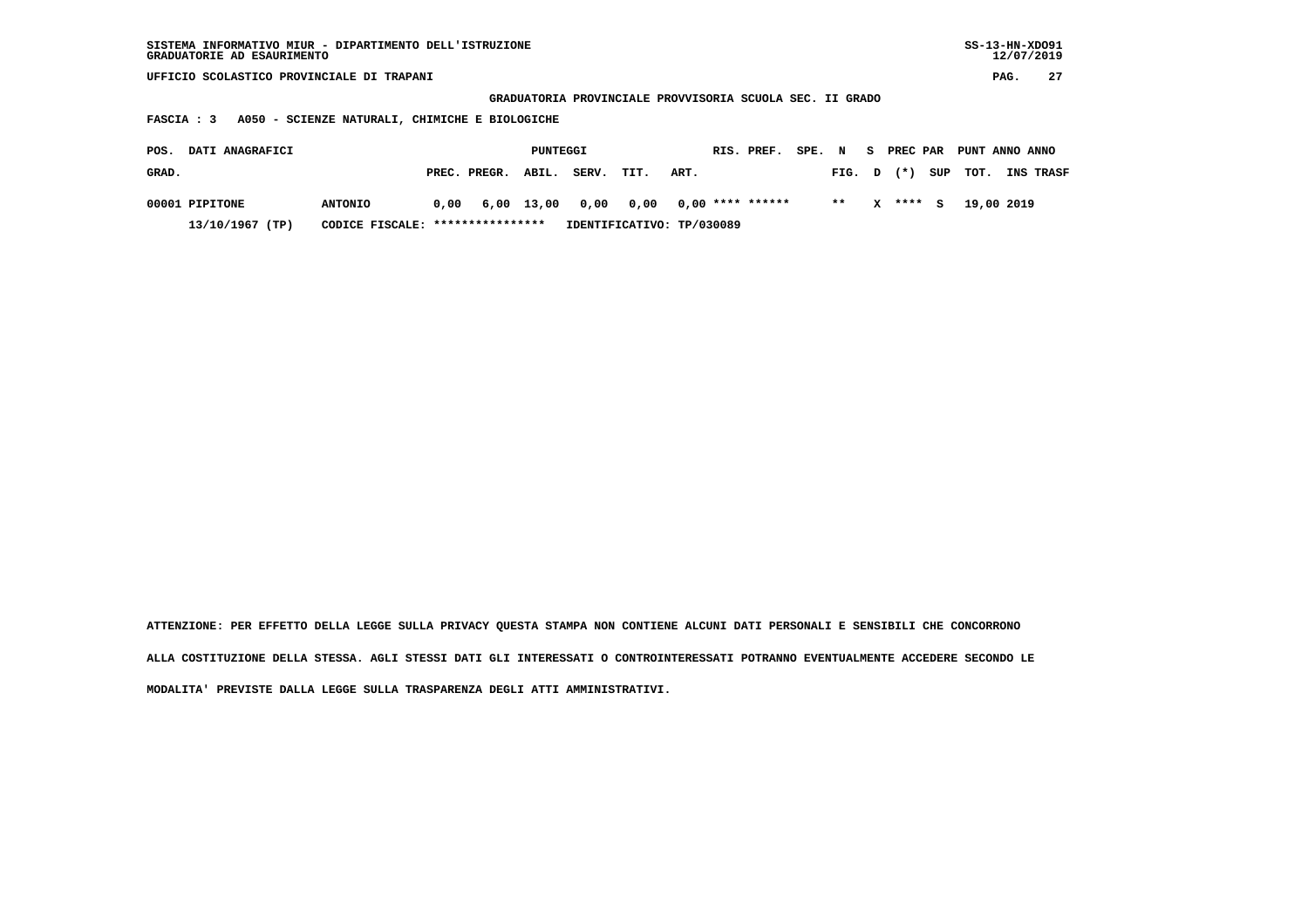SISTEMA INFORMATIVO MIUR - DIPARTIMENTO DELL'ISTRUZIONE
GRADUATORIE AD ESAURIMENTO

UFFICIO SCOLASTICO PROVINCIALE DI TRAPANI

**GRADUATORIA PROVINCIALE PROVVISORIA SCUOLA SEC. II GRADO**

**FASCIA : 3 A050 - SCIENZE NATURALI, CHIMICHE E BIOLOGICHE**

| POS. GRAD. | DATI ANAGRAFICI | | PUNTEGGI PREC. | PREGR. | ABIL. | SERV. | TIT. | ART. | RIS. | PREF. | SPE. | N FIG. | S D | PREC PAR (*) | SUP | PUNT TOT. | ANNO INS | ANNO TRASF |
|---|---|---|---|---|---|---|---|---|---|---|---|---|---|---|---|---|---|---|
| 00001 | PIPITONE | ANTONIO | 0,00 | 6,00 | 13,00 | 0,00 | 0,00 | 0,00 | **** | ****** | | ** | X | **** | S | 19,00 | 2019 | |
| | 13/10/1967 (TP) | CODICE FISCALE: **************** | IDENTIFICATIVO: TP/030089 | | | | | | | | | | | | | | | |

ATTENZIONE: PER EFFETTO DELLA LEGGE SULLA PRIVACY QUESTA STAMPA NON CONTIENE ALCUNI DATI PERSONALI E SENSIBILI CHE CONCORRONO ALLA COSTITUZIONE DELLA STESSA. AGLI STESSI DATI GLI INTERESSATI O CONTROINTERESSATI POTRANNO EVENTUALMENTE ACCEDERE SECONDO LE MODALITA' PREVISTE DALLA LEGGE SULLA TRASPARENZA DEGLI ATTI AMMINISTRATIVI.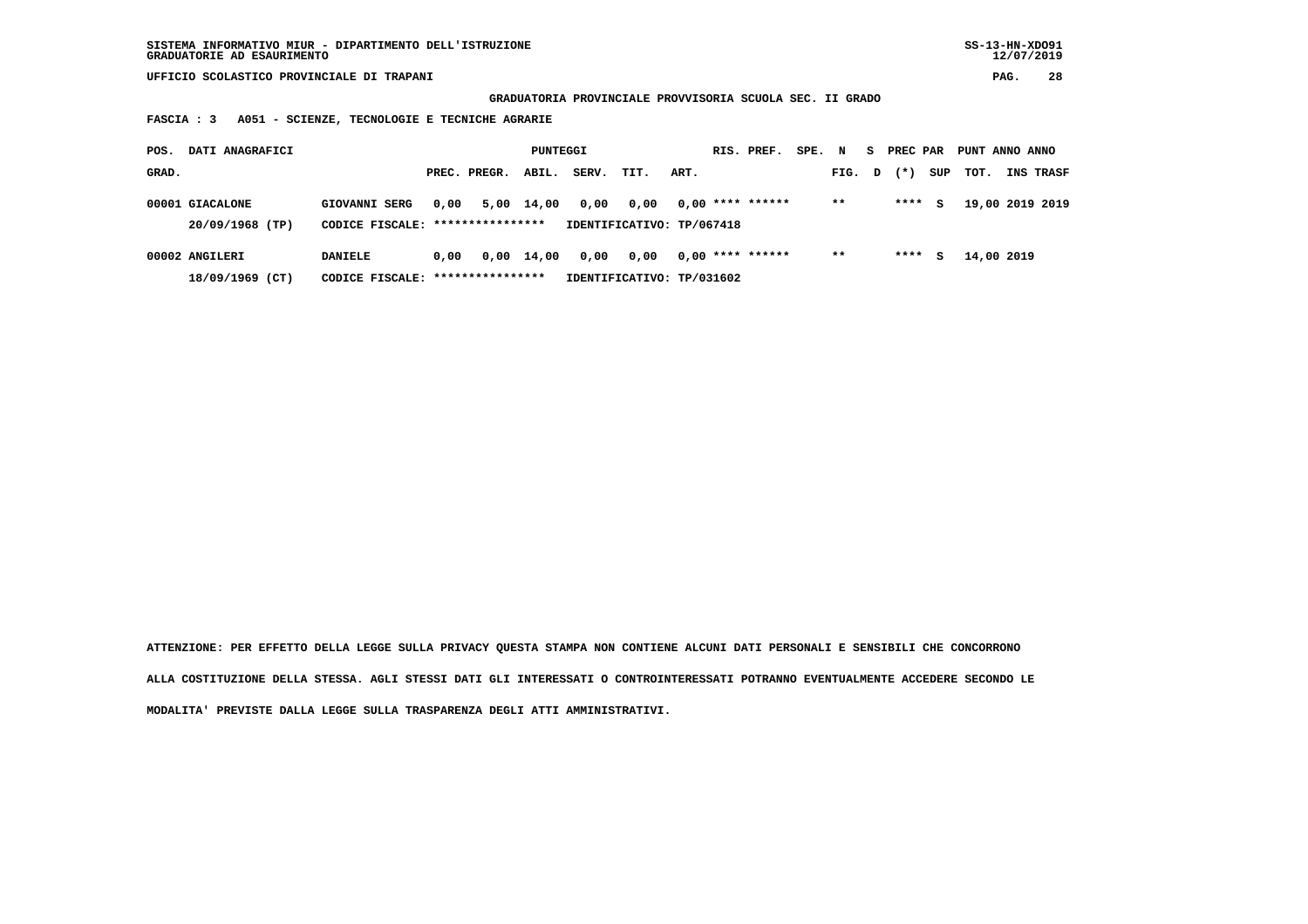SISTEMA INFORMATIVO MIUR - DIPARTIMENTO DELL'ISTRUZIONE
GRADUATORIE AD ESAURIMENTO

UFFICIO SCOLASTICO PROVINCIALE DI TRAPANI

**GRADUATORIA PROVINCIALE PROVVISORIA SCUOLA SEC. II GRADO**

**FASCIA : 3 A051 - SCIENZE, TECNOLOGIE E TECNICHE AGRARIE**

| POS. GRAD. | DATI ANAGRAFICI | | PREC. | PREGR. | ABIL. | SERV. | TIT. | ART. | RIS. PREF. | SPE. | N FIG. | S D | PREC PAR (*) | SUP | PUNT TOT. | ANNO INS | ANNO TRASF |
|---|---|---|---|---|---|---|---|---|---|---|---|---|---|---|---|---|---|
| 00001 | GIACALONE | GIOVANNI SERG | 0,00 | 5,00 | 14,00 | 0,00 | 0,00 | 0,00 | **** ****** | | ** | | **** | S | 19,00 | 2019 | 2019 |
| | 20/09/1968 (TP) | CODICE FISCALE: **************** | IDENTIFICATIVO: TP/067418 | | | | | | | | | | | | | | |
| 00002 | ANGILERI | DANIELE | 0,00 | 0,00 | 14,00 | 0,00 | 0,00 | 0,00 | **** ****** | | ** | | **** | S | 14,00 | 2019 | |
| | 18/09/1969 (CT) | CODICE FISCALE: **************** | IDENTIFICATIVO: TP/031602 | | | | | | | | | | | | | | |

**ATTENZIONE: PER EFFETTO DELLA LEGGE SULLA PRIVACY QUESTA STAMPA NON CONTIENE ALCUNI DATI PERSONALI E SENSIBILI CHE CONCORRONO ALLA COSTITUZIONE DELLA STESSA. AGLI STESSI DATI GLI INTERESSATI O CONTROINTERESSATI POTRANNO EVENTUALMENTE ACCEDERE SECONDO LE MODALITA' PREVISTE DALLA LEGGE SULLA TRASPARENZA DEGLI ATTI AMMINISTRATIVI.**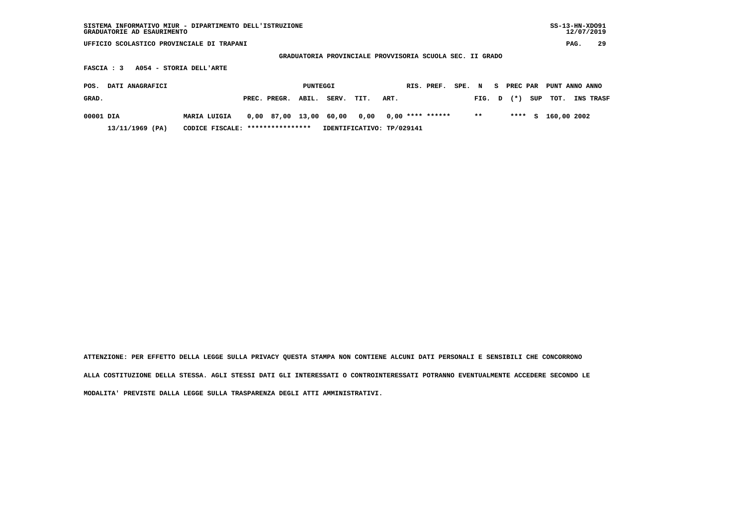SISTEMA INFORMATIVO MIUR - DIPARTIMENTO DELL'ISTRUZIONE
GRADUATORIE AD ESAURIMENTO

UFFICIO SCOLASTICO PROVINCIALE DI TRAPANI

**GRADUATORIA PROVINCIALE PROVVISORIA SCUOLA SEC. II GRADO**

**FASCIA : 3 A054 - STORIA DELL'ARTE**

| POS. GRAD. | DATI ANAGRAFICI | | PUNTEGGI PREC. | PREGR. | ABIL. | SERV. | TIT. | ART. | RIS. | PREF. | SPE. | N FIG. | S D | PREC PAR (*) | SUP | PUNT TOT. | ANNO INS | ANNO TRASF |
|---|---|---|---|---|---|---|---|---|---|---|---|---|---|---|---|---|---|---|
| 00001 | DIA | MARIA LUIGIA | 0,00 | 87,00 | 13,00 | 60,00 | 0,00 | 0,00 | **** | ****** | | ** | | **** | S | 160,00 | 2002 | |
| | 13/11/1969 (PA) | CODICE FISCALE: **************** | IDENTIFICATIVO: TP/029141 | | | | | | | | | | | | | | | |

ATTENZIONE: PER EFFETTO DELLA LEGGE SULLA PRIVACY QUESTA STAMPA NON CONTIENE ALCUNI DATI PERSONALI E SENSIBILI CHE CONCORRONO ALLA COSTITUZIONE DELLA STESSA. AGLI STESSI DATI GLI INTERESSATI O CONTROINTERESSATI POTRANNO EVENTUALMENTE ACCEDERE SECONDO LE MODALITA' PREVISTE DALLA LEGGE SULLA TRASPARENZA DEGLI ATTI AMMINISTRATIVI.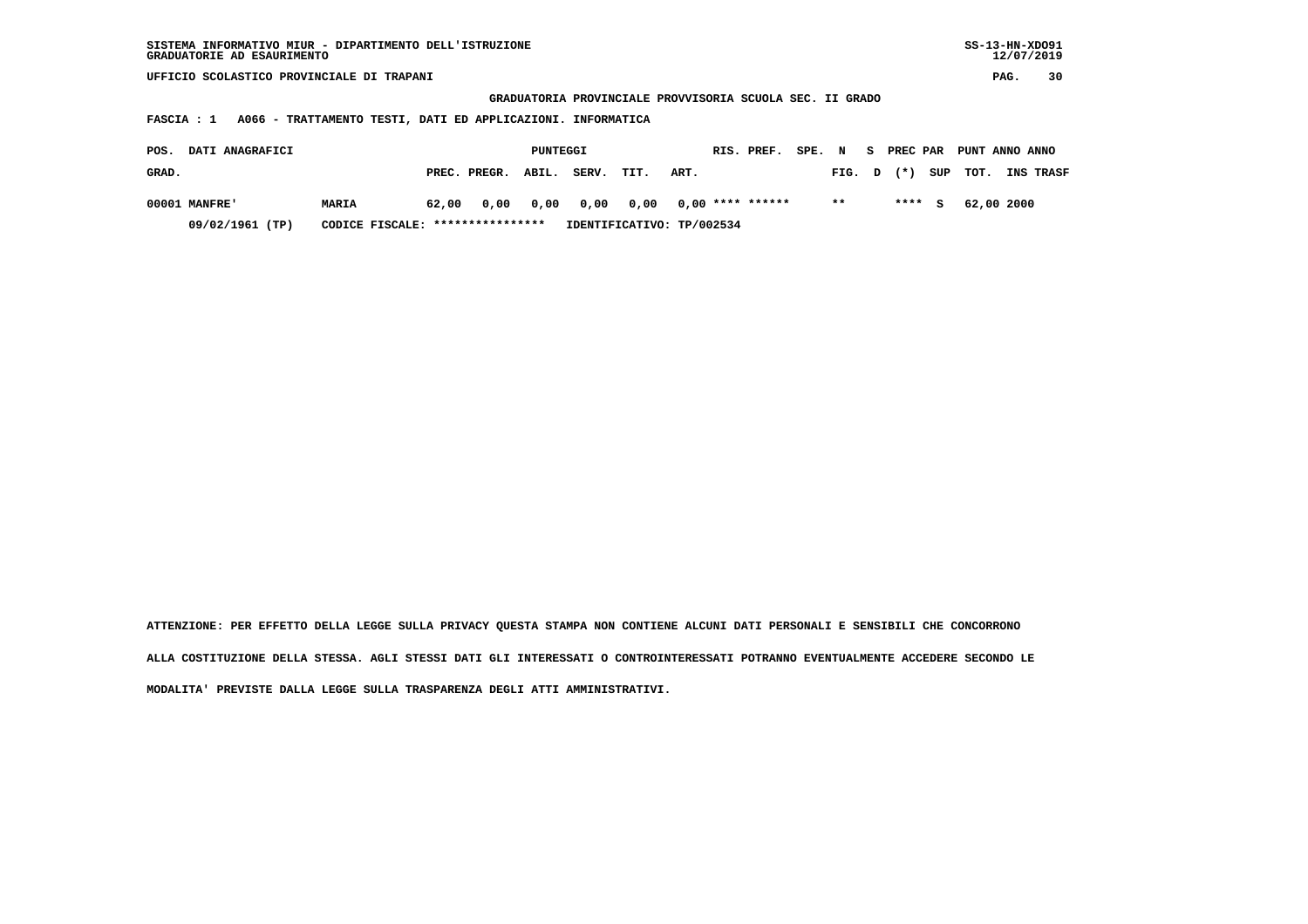SISTEMA INFORMATIVO MIUR - DIPARTIMENTO DELL'ISTRUZIONE
GRADUATORIE AD ESAURIMENTO

UFFICIO SCOLASTICO PROVINCIALE DI TRAPANI

**GRADUATORIA PROVINCIALE PROVVISORIA SCUOLA SEC. II GRADO**

**FASCIA : 1 A066 - TRATTAMENTO TESTI, DATI ED APPLICAZIONI. INFORMATICA**

| POS. GRAD. | DATI ANAGRAFICI | | PUNTEGGI PREC. | PREGR. | ABIL. | SERV. | TIT. | ART. | RIS. | PREF. | SPE. | N FIG. | S D | PREC (*) | PAR SUP | PUNT TOT. | ANNO INS | ANNO TRASF |
|---|---|---|---|---|---|---|---|---|---|---|---|---|---|---|---|---|---|---|
| 00001 | MANFRE' | MARIA | 62,00 | 0,00 | 0,00 | 0,00 | 0,00 | 0,00 | **** | ****** | | ** | | **** | S | 62,00 | 2000 | |
| | 09/02/1961 (TP) | CODICE FISCALE: **************** | IDENTIFICATIVO: TP/002534 | | | | | | | | | | | | | | | |

ATTENZIONE: PER EFFETTO DELLA LEGGE SULLA PRIVACY QUESTA STAMPA NON CONTIENE ALCUNI DATI PERSONALI E SENSIBILI CHE CONCORRONO ALLA COSTITUZIONE DELLA STESSA. AGLI STESSI DATI GLI INTERESSATI O CONTROINTERESSATI POTRANNO EVENTUALMENTE ACCEDERE SECONDO LE MODALITA' PREVISTE DALLA LEGGE SULLA TRASPARENZA DEGLI ATTI AMMINISTRATIVI.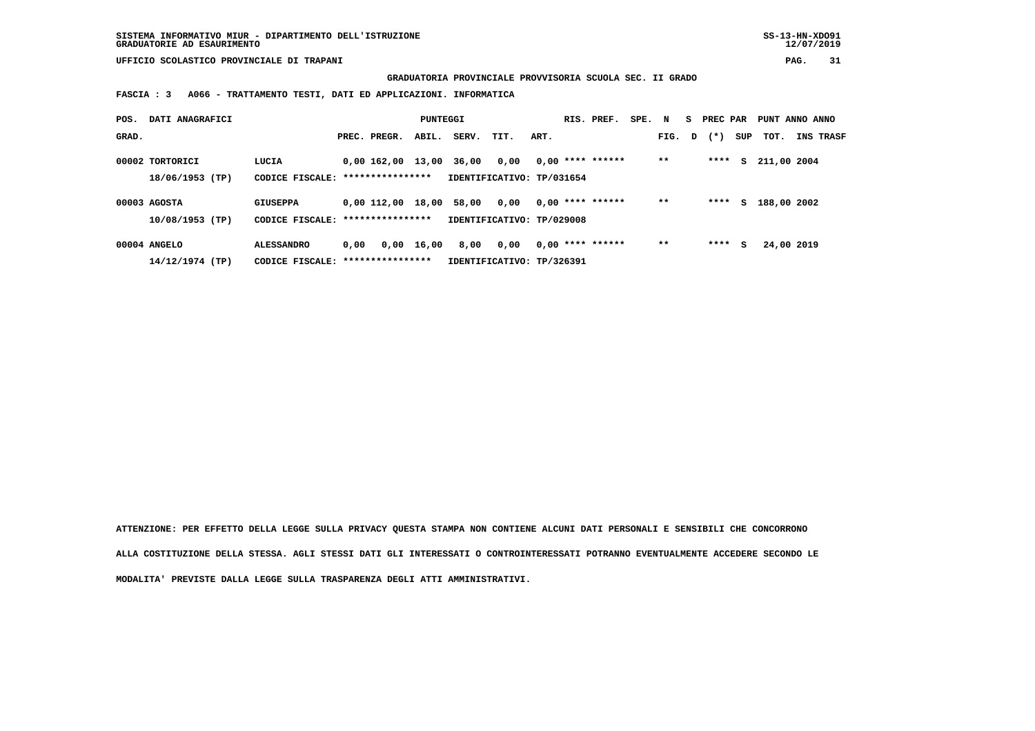SISTEMA INFORMATIVO MIUR - DIPARTIMENTO DELL'ISTRUZIONE
GRADUATORIE AD ESAURIMENTO

UFFICIO SCOLASTICO PROVINCIALE DI TRAPANI

**GRADUATORIA PROVINCIALE PROVVISORIA SCUOLA SEC. II GRADO**

**FASCIA : 3   A066 - TRATTAMENTO TESTI, DATI ED APPLICAZIONI. INFORMATICA**

| POS. GRAD. | DATI ANAGRAFICI | | PREC. | PREGR. | ABIL. | SERV. | TIT. | ART. | RIS. | PREF. | SPE. | N FIG. | S D | PREC PAR (*) | SUP | PUNT TOT. | ANNO INS | ANNO TRASF |
|---|---|---|---|---|---|---|---|---|---|---|---|---|---|---|---|---|---|---|
| 00002 | TORTORICI | LUCIA | 0,00 | 162,00 | 13,00 | 36,00 | 0,00 | 0,00 | **** | ****** | | ** | | **** | S | 211,00 | 2004 | |
| | 18/06/1953 (TP) | CODICE FISCALE: **************** | IDENTIFICATIVO: TP/031654 | | | | | | | | | | | | | | | |
| 00003 | AGOSTA | GIUSEPPA | 0,00 | 112,00 | 18,00 | 58,00 | 0,00 | 0,00 | **** | ****** | | ** | | **** | S | 188,00 | 2002 | |
| | 10/08/1953 (TP) | CODICE FISCALE: **************** | IDENTIFICATIVO: TP/029008 | | | | | | | | | | | | | | | |
| 00004 | ANGELO | ALESSANDRO | 0,00 | 0,00 | 16,00 | 8,00 | 0,00 | 0,00 | **** | ****** | | ** | | **** | S | 24,00 | 2019 | |
| | 14/12/1974 (TP) | CODICE FISCALE: **************** | IDENTIFICATIVO: TP/326391 | | | | | | | | | | | | | | | |

ATTENZIONE: PER EFFETTO DELLA LEGGE SULLA PRIVACY QUESTA STAMPA NON CONTIENE ALCUNI DATI PERSONALI E SENSIBILI CHE CONCORRONO ALLA COSTITUZIONE DELLA STESSA. AGLI STESSI DATI GLI INTERESSATI O CONTROINTERESSATI POTRANNO EVENTUALMENTE ACCEDERE SECONDO LE MODALITA' PREVISTE DALLA LEGGE SULLA TRASPARENZA DEGLI ATTI AMMINISTRATIVI.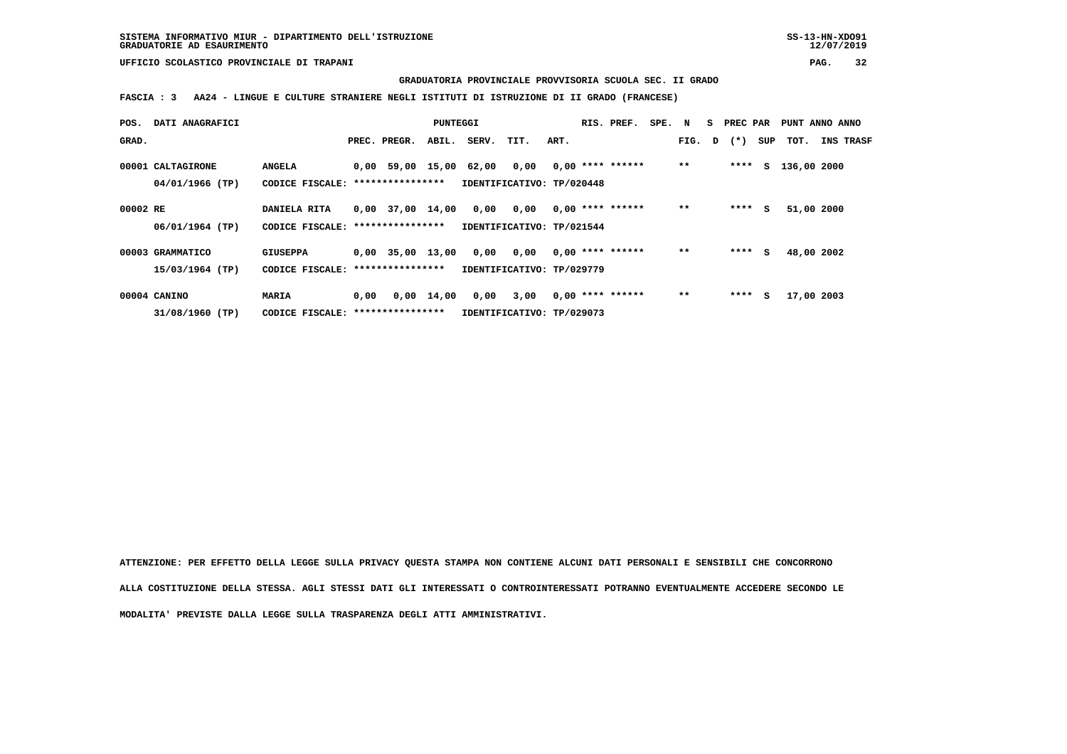GRADUATORIA PROVINCIALE PROVVISORIA SCUOLA SEC. II GRADO

**FASCIA : 3 AA24 - LINGUE E CULTURE STRANIERE NEGLI ISTITUTI DI ISTRUZIONE DI II GRADO (FRANCESE)**

| POS. GRAD. | DATI ANAGRAFICI | | PREC. | PREGR. | ABIL. | SERV. | TIT. | ART. | RIS. | PREF. | SPE. | N FIG. | S D | PREC PAR (*) | SUP | TOT. | ANNO INS | ANNO TRASF |
|---|---|---|---|---|---|---|---|---|---|---|---|---|---|---|---|---|---|---|
| 00001 | CALTAGIRONE 04/01/1966 (TP) | ANGELA CODICE FISCALE: **************** IDENTIFICATIVO: TP/020448 | 0,00 | 59,00 | 15,00 | 62,00 | 0,00 | 0,00 | **** | ****** | | ** | | **** | S | 136,00 | 2000 | |
| 00002 | RE 06/01/1964 (TP) | DANIELA RITA CODICE FISCALE: **************** IDENTIFICATIVO: TP/021544 | 0,00 | 37,00 | 14,00 | 0,00 | 0,00 | 0,00 | **** | ****** | | ** | | **** | S | 51,00 | 2000 | |
| 00003 | GRAMMATICO 15/03/1964 (TP) | GIUSEPPA CODICE FISCALE: **************** IDENTIFICATIVO: TP/029779 | 0,00 | 35,00 | 13,00 | 0,00 | 0,00 | 0,00 | **** | ****** | | ** | | **** | S | 48,00 | 2002 | |
| 00004 | CANINO 31/08/1960 (TP) | MARIA CODICE FISCALE: **************** IDENTIFICATIVO: TP/029073 | 0,00 | 0,00 | 14,00 | 0,00 | 3,00 | 0,00 | **** | ****** | | ** | | **** | S | 17,00 | 2003 | |

ATTENZIONE: PER EFFETTO DELLA LEGGE SULLA PRIVACY QUESTA STAMPA NON CONTIENE ALCUNI DATI PERSONALI E SENSIBILI CHE CONCORRONO ALLA COSTITUZIONE DELLA STESSA. AGLI STESSI DATI GLI INTERESSATI O CONTROINTERESSATI POTRANNO EVENTUALMENTE ACCEDERE SECONDO LE MODALITA' PREVISTE DALLA LEGGE SULLA TRASPARENZA DEGLI ATTI AMMINISTRATIVI.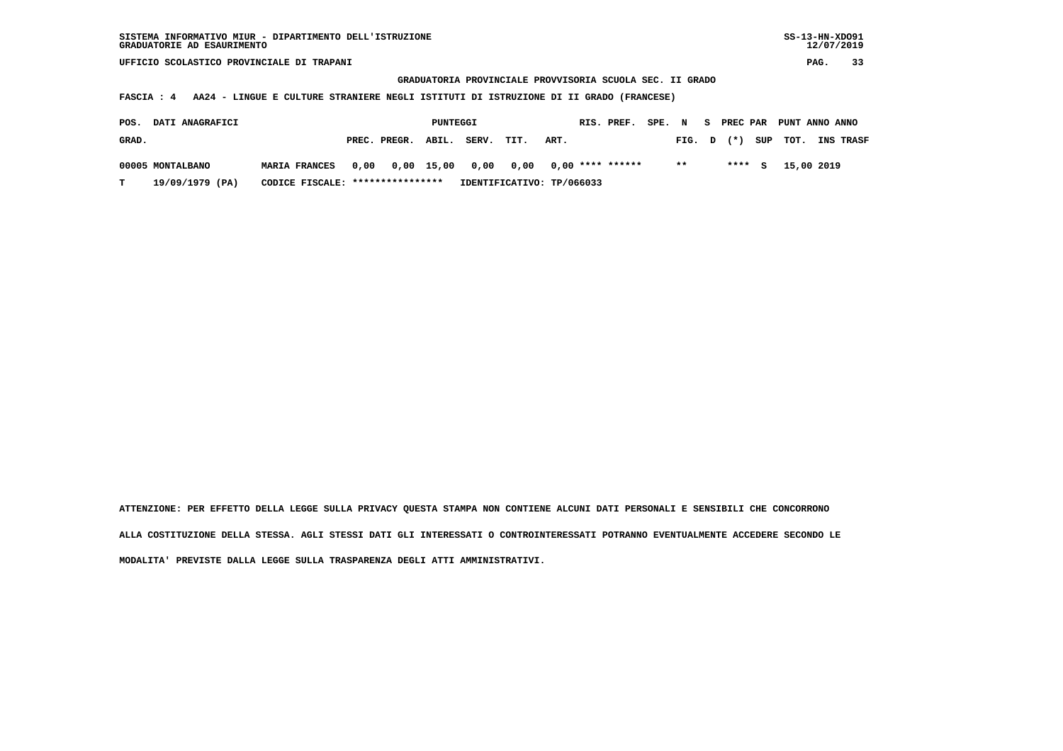SISTEMA INFORMATIVO MIUR - DIPARTIMENTO DELL'ISTRUZIONE
GRADUATORIE AD ESAURIMENTO

UFFICIO SCOLASTICO PROVINCIALE DI TRAPANI

**GRADUATORIA PROVINCIALE PROVVISORIA SCUOLA SEC. II GRADO**

**FASCIA : 4   AA24 - LINGUE E CULTURE STRANIERE NEGLI ISTITUTI DI ISTRUZIONE DI II GRADO (FRANCESE)**

| POS. GRAD. | DATI ANAGRAFICI | | PUNTEGGI PREC. | PREGR. | ABIL. | SERV. | TIT. | ART. | RIS. | PREF. | SPE. FIG. | N D | S (*) | PREC PAR SUP | PUNT TOT. | ANNO INS | ANNO TRASF |
|---|---|---|---|---|---|---|---|---|---|---|---|---|---|---|---|---|---|
| 00005 | MONTALBANO | MARIA FRANCES | 0,00 | 0,00 | 15,00 | 0,00 | 0,00 | 0,00 | **** | ****** | ** | | **** | S | 15,00 | 2019 | |
| T | 19/09/1979 (PA) | CODICE FISCALE: **************** | IDENTIFICATIVO: TP/066033 | | | | | | | | | | | | | | |

ATTENZIONE: PER EFFETTO DELLA LEGGE SULLA PRIVACY QUESTA STAMPA NON CONTIENE ALCUNI DATI PERSONALI E SENSIBILI CHE CONCORRONO ALLA COSTITUZIONE DELLA STESSA. AGLI STESSI DATI GLI INTERESSATI O CONTROINTERESSATI POTRANNO EVENTUALMENTE ACCEDERE SECONDO LE MODALITA' PREVISTE DALLA LEGGE SULLA TRASPARENZA DEGLI ATTI AMMINISTRATIVI.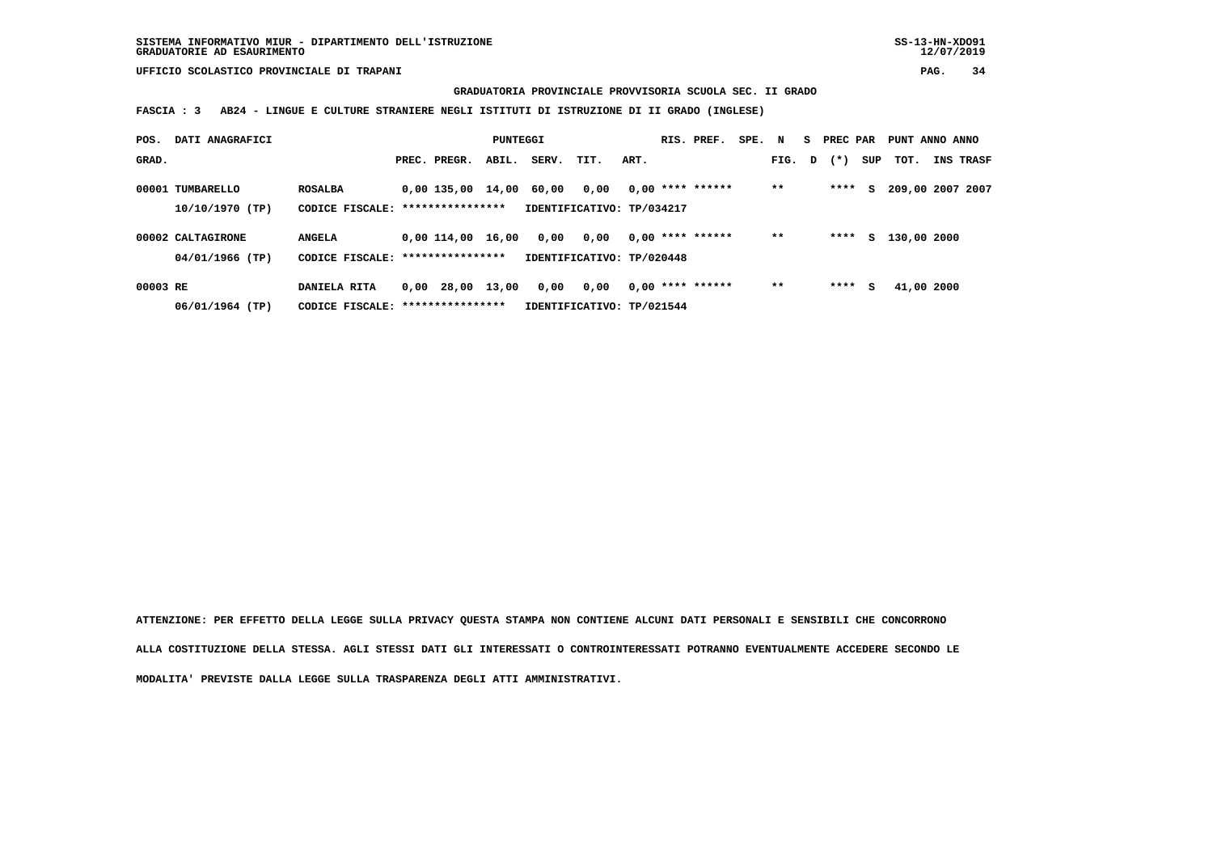SISTEMA INFORMATIVO MIUR - DIPARTIMENTO DELL'ISTRUZIONE
GRADUATORIE AD ESAURIMENTO

SS-13-HN-XDO91
12/07/2019

UFFICIO SCOLASTICO PROVINCIALE DI TRAPANI

**GRADUATORIA PROVINCIALE PROVVISORIA SCUOLA SEC. II GRADO**

**FASCIA : 3 AB24 - LINGUE E CULTURE STRANIERE NEGLI ISTITUTI DI ISTRUZIONE DI II GRADO (INGLESE)**

| POS. GRAD. | DATI ANAGRAFICI | | PREC. | PREGR. | ABIL. | SERV. | TIT. | ART. | RIS. | PREF. | SPE. | N FIG. | S D | PREC (*) | PAR SUP | PUNT TOT. | ANNO INS | ANNO TRASF |
|---|---|---|---|---|---|---|---|---|---|---|---|---|---|---|---|---|---|---|
| 00001 | TUMBARELLO | ROSALBA | 0,00 | 135,00 | 14,00 | 60,00 | 0,00 | 0,00 | **** | ****** | | ** | | **** | S | 209,00 | 2007 | 2007 |
| | 10/10/1970 (TP) | CODICE FISCALE: **************** | | | | IDENTIFICATIVO: TP/034217 | | | | | | | | | | | | |
| 00002 | CALTAGIRONE | ANGELA | 0,00 | 114,00 | 16,00 | 0,00 | 0,00 | 0,00 | **** | ****** | | ** | | **** | S | 130,00 | 2000 | |
| | 04/01/1966 (TP) | CODICE FISCALE: **************** | | | | IDENTIFICATIVO: TP/020448 | | | | | | | | | | | | |
| 00003 | RE | DANIELA RITA | 0,00 | 28,00 | 13,00 | 0,00 | 0,00 | 0,00 | **** | ****** | | ** | | **** | S | 41,00 | 2000 | |
| | 06/01/1964 (TP) | CODICE FISCALE: **************** | | | | IDENTIFICATIVO: TP/021544 | | | | | | | | | | | | |

**ATTENZIONE: PER EFFETTO DELLA LEGGE SULLA PRIVACY QUESTA STAMPA NON CONTIENE ALCUNI DATI PERSONALI E SENSIBILI CHE CONCORRONO ALLA COSTITUZIONE DELLA STESSA. AGLI STESSI DATI GLI INTERESSATI O CONTROINTERESSATI POTRANNO EVENTUALMENTE ACCEDERE SECONDO LE MODALITA' PREVISTE DALLA LEGGE SULLA TRASPARENZA DEGLI ATTI AMMINISTRATIVI.**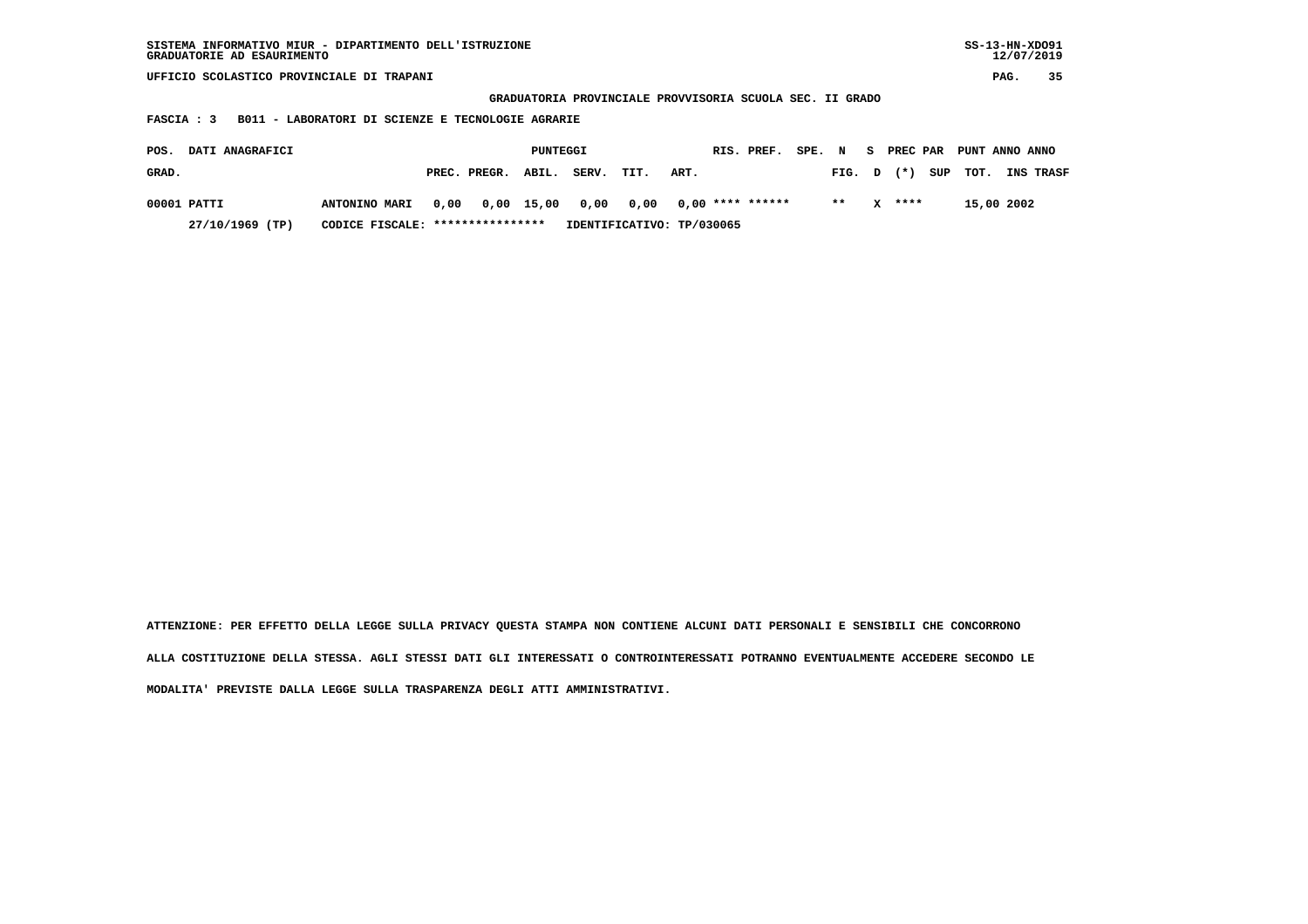SISTEMA INFORMATIVO MIUR - DIPARTIMENTO DELL'ISTRUZIONE
GRADUATORIE AD ESAURIMENTO

UFFICIO SCOLASTICO PROVINCIALE DI TRAPANI

GRADUATORIA PROVINCIALE PROVVISORIA SCUOLA SEC. II GRADO

FASCIA : 3   B011 - LABORATORI DI SCIENZE E TECNOLOGIE AGRARIE

| POS. GRAD. | DATI ANAGRAFICI | | PUNTEGGI PREC. | PREGR. | ABIL. | SERV. | TIT. | ART. | RIS. | PREF. | SPE. N FIG. | S D | PREC PAR (*) | SUP | PUNT TOT. | ANNO INS | ANNO TRASF |
|---|---|---|---|---|---|---|---|---|---|---|---|---|---|---|---|---|---|
| 00001 | PATTI | ANTONINO MARI | 0,00 | 0,00 | 15,00 | 0,00 | 0,00 | 0,00 | **** | ****** | ** | X | **** | | 15,00 | 2002 | |
| | 27/10/1969 (TP) | CODICE FISCALE: **************** | IDENTIFICATIVO: TP/030065 | | | | | | | | | | | | | | |

ATTENZIONE: PER EFFETTO DELLA LEGGE SULLA PRIVACY QUESTA STAMPA NON CONTIENE ALCUNI DATI PERSONALI E SENSIBILI CHE CONCORRONO ALLA COSTITUZIONE DELLA STESSA. AGLI STESSI DATI GLI INTERESSATI O CONTROINTERESSATI POTRANNO EVENTUALMENTE ACCEDERE SECONDO LE MODALITA' PREVISTE DALLA LEGGE SULLA TRASPARENZA DEGLI ATTI AMMINISTRATIVI.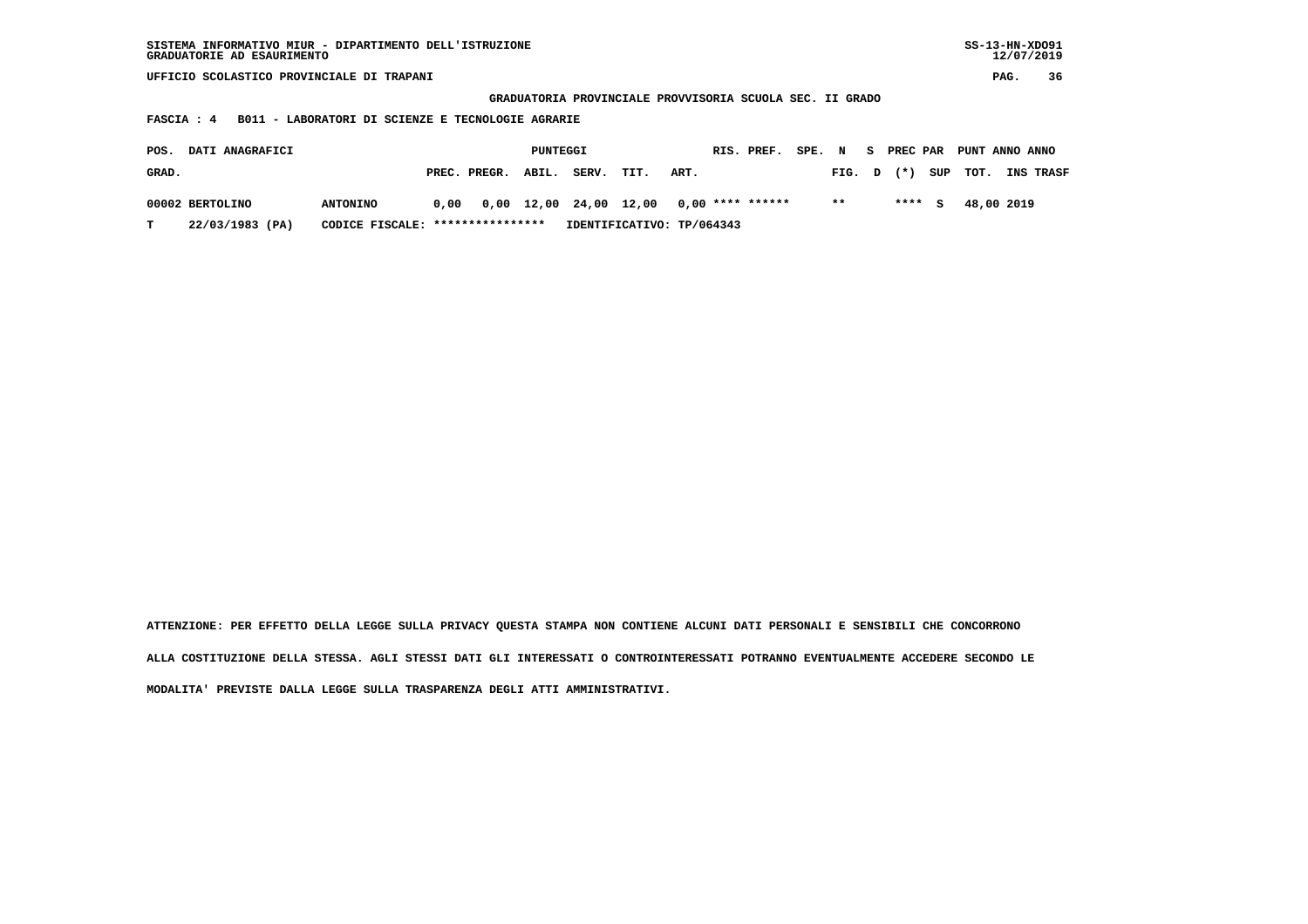SISTEMA INFORMATIVO MIUR - DIPARTIMENTO DELL'ISTRUZIONE
GRADUATORIE AD ESAURIMENTO

UFFICIO SCOLASTICO PROVINCIALE DI TRAPANI

**GRADUATORIA PROVINCIALE PROVVISORIA SCUOLA SEC. II GRADO**

**FASCIA : 4 B011 - LABORATORI DI SCIENZE E TECNOLOGIE AGRARIE**

| POS. GRAD. | DATI ANAGRAFICI | | PUNTEGGI PREC. | PREGR. | ABIL. | SERV. | TIT. | ART. | RIS. | PREF. | SPE. | N FIG. | S D | PREC PAR (*) | SUP | PUNT TOT. | ANNO INS | ANNO TRASF |
|---|---|---|---|---|---|---|---|---|---|---|---|---|---|---|---|---|---|---|
| 00002 | BERTOLINO | ANTONINO | 0,00 | 0,00 | 12,00 | 24,00 | 12,00 | 0,00 | **** | ****** | | ** | | **** | S | 48,00 | 2019 | |
| T | 22/03/1983 (PA) | CODICE FISCALE: **************** | IDENTIFICATIVO: TP/064343 | | | | | | | | | | | | | | | |

ATTENZIONE: PER EFFETTO DELLA LEGGE SULLA PRIVACY QUESTA STAMPA NON CONTIENE ALCUNI DATI PERSONALI E SENSIBILI CHE CONCORRONO ALLA COSTITUZIONE DELLA STESSA. AGLI STESSI DATI GLI INTERESSATI O CONTROINTERESSATI POTRANNO EVENTUALMENTE ACCEDERE SECONDO LE MODALITA' PREVISTE DALLA LEGGE SULLA TRASPARENZA DEGLI ATTI AMMINISTRATIVI.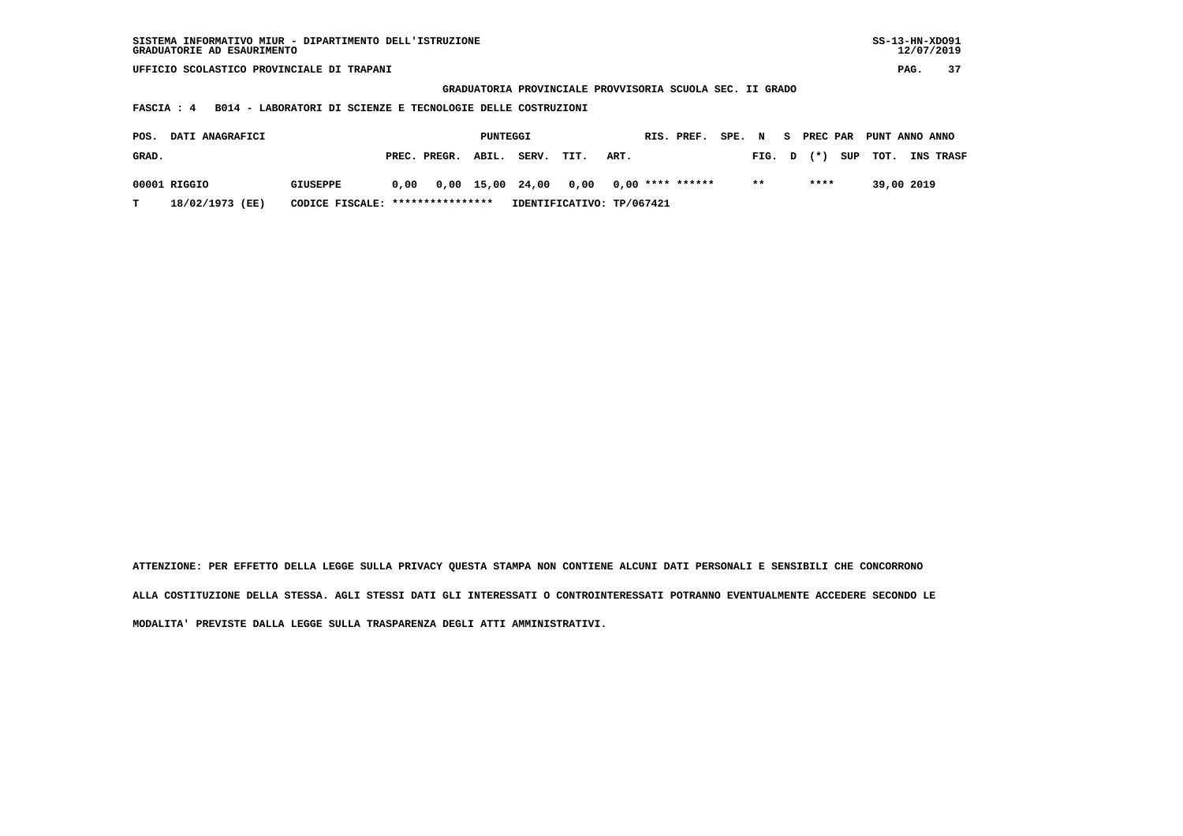SISTEMA INFORMATIVO MIUR - DIPARTIMENTO DELL'ISTRUZIONE
GRADUATORIE AD ESAURIMENTO

UFFICIO SCOLASTICO PROVINCIALE DI TRAPANI

GRADUATORIA PROVINCIALE PROVVISORIA SCUOLA SEC. II GRADO

FASCIA : 4 B014 - LABORATORI DI SCIENZE E TECNOLOGIE DELLE COSTRUZIONI

| POS. GRAD. | DATI ANAGRAFICI | | PREC. | PREGR. | ABIL. | SERV. | TIT. | ART. | RIS. | PREF. | SPE. FIG. | N D | S (*) | PREC PAR SUP | PUNT TOT. | ANNO INS | ANNO TRASF |
|---|---|---|---|---|---|---|---|---|---|---|---|---|---|---|---|---|---|
| 00001 | RIGGIO | GIUSEPPE | 0,00 | 0,00 | 15,00 | 24,00 | 0,00 | 0,00 | **** | ****** | ** | | **** | | 39,00 | 2019 | |
| T | 18/02/1973 (EE) | CODICE FISCALE: **************** | IDENTIFICATIVO: TP/067421 | | | | | | | | | | | | | | |

ATTENZIONE: PER EFFETTO DELLA LEGGE SULLA PRIVACY QUESTA STAMPA NON CONTIENE ALCUNI DATI PERSONALI E SENSIBILI CHE CONCORRONO ALLA COSTITUZIONE DELLA STESSA. AGLI STESSI DATI GLI INTERESSATI O CONTROINTERESSATI POTRANNO EVENTUALMENTE ACCEDERE SECONDO LE MODALITA' PREVISTE DALLA LEGGE SULLA TRASPARENZA DEGLI ATTI AMMINISTRATIVI.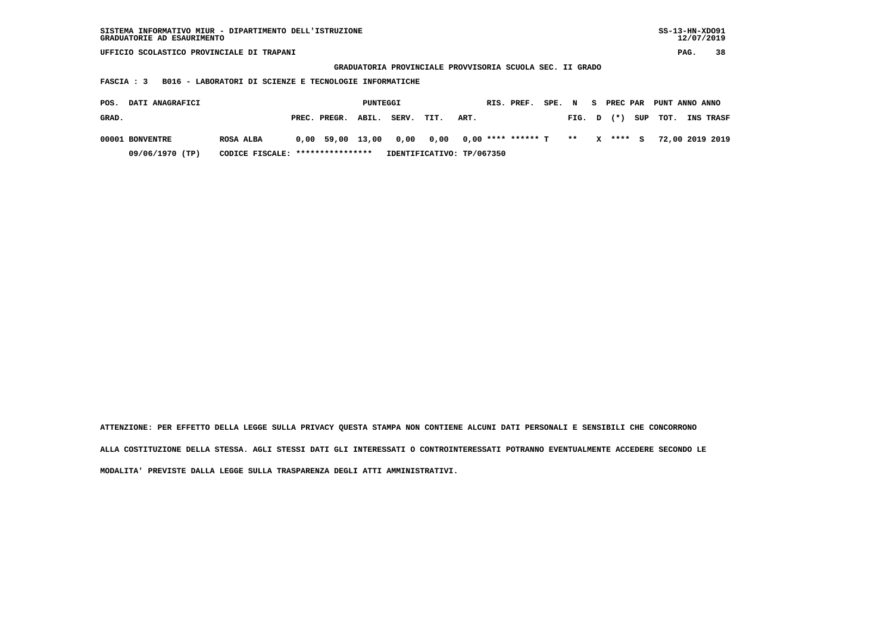SISTEMA INFORMATIVO MIUR - DIPARTIMENTO DELL'ISTRUZIONE
GRADUATORIE AD ESAURIMENTO

UFFICIO SCOLASTICO PROVINCIALE DI TRAPANI

**GRADUATORIA PROVINCIALE PROVVISORIA SCUOLA SEC. II GRADO**

**FASCIA : 3 B016 - LABORATORI DI SCIENZE E TECNOLOGIE INFORMATICHE**

| POS. GRAD. | DATI ANAGRAFICI | | PUNTEGGI PREC. | PREGR. | ABIL. | SERV. | TIT. | ART. | RIS. | PREF. | SPE. | N FIG. | S D | PREC PAR (*) | SUP | PUNT TOT. | ANNO INS | ANNO TRASF |
|---|---|---|---|---|---|---|---|---|---|---|---|---|---|---|---|---|---|---|
| 00001 | BONVENTRE | ROSA ALBA | 0,00 | 59,00 | 13,00 | 0,00 | 0,00 | 0,00 | **** | ****** | T | ** | X | **** | S | 72,00 | 2019 | 2019 |
| | 09/06/1970 (TP) | CODICE FISCALE: **************** | IDENTIFICATIVO: TP/067350 | | | | | | | | | | | | | | | |

ATTENZIONE: PER EFFETTO DELLA LEGGE SULLA PRIVACY QUESTA STAMPA NON CONTIENE ALCUNI DATI PERSONALI E SENSIBILI CHE CONCORRONO ALLA COSTITUZIONE DELLA STESSA. AGLI STESSI DATI GLI INTERESSATI O CONTROINTERESSATI POTRANNO EVENTUALMENTE ACCEDERE SECONDO LE MODALITA' PREVISTE DALLA LEGGE SULLA TRASPARENZA DEGLI ATTI AMMINISTRATIVI.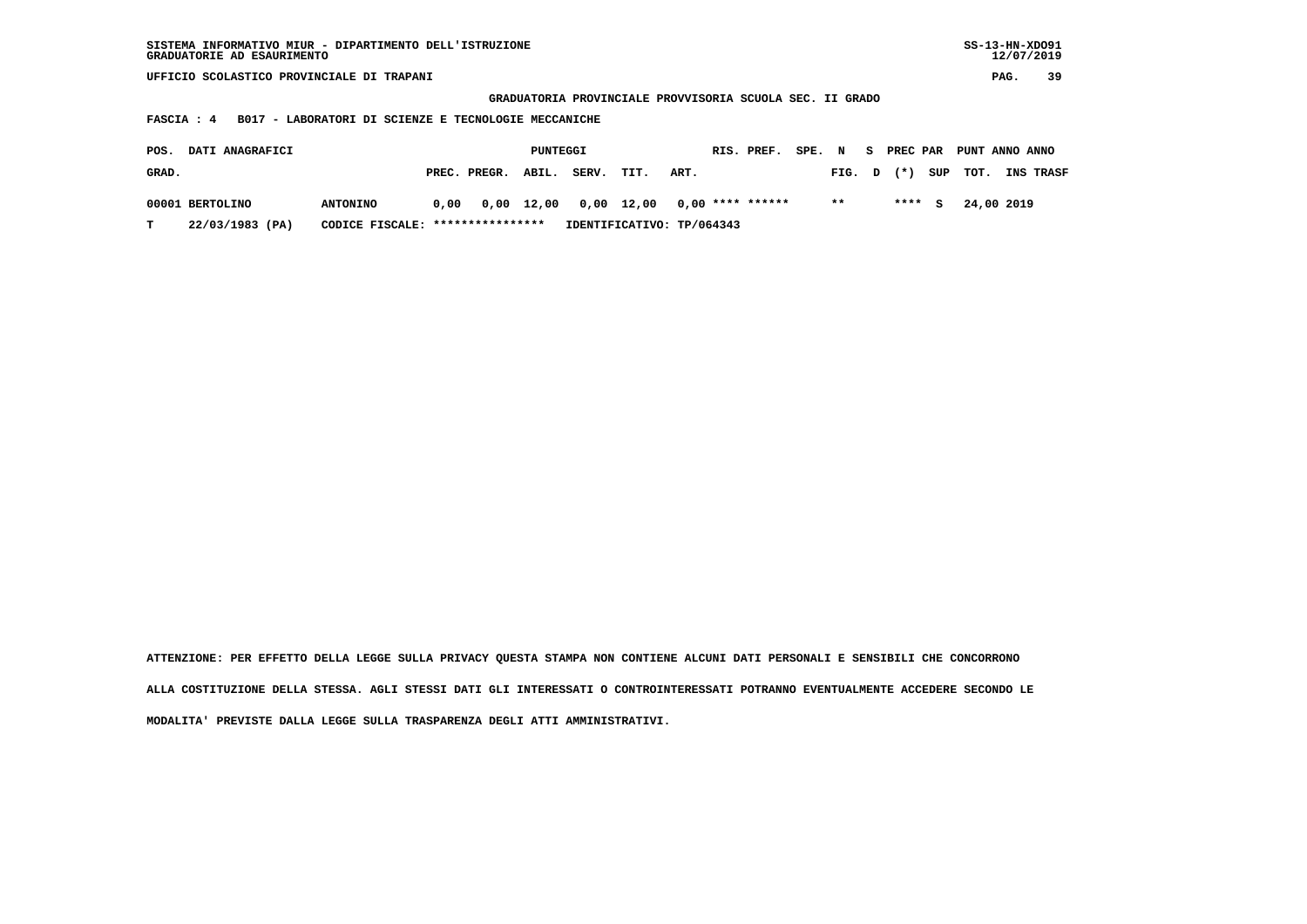SISTEMA INFORMATIVO MIUR - DIPARTIMENTO DELL'ISTRUZIONE
GRADUATORIE AD ESAURIMENTO

UFFICIO SCOLASTICO PROVINCIALE DI TRAPANI

**GRADUATORIA PROVINCIALE PROVVISORIA SCUOLA SEC. II GRADO**

**FASCIA : 4 B017 - LABORATORI DI SCIENZE E TECNOLOGIE MECCANICHE**

| POS. GRAD. | DATI ANAGRAFICI | | PUNTEGGI PREC. | PREGR. | ABIL. | SERV. | TIT. | ART. | RIS. | PREF. | SPE. FIG. | N D | S (*) | PREC PAR SUP | PUNT TOT. | ANNO INS | ANNO TRASF |
|---|---|---|---|---|---|---|---|---|---|---|---|---|---|---|---|---|---|
| 00001 | BERTOLINO | ANTONINO | 0,00 | 0,00 | 12,00 | 0,00 | 12,00 | 0,00 | **** | ****** | ** | | **** | S | 24,00 | 2019 | |
| T | 22/03/1983 (PA) | CODICE FISCALE: **************** | IDENTIFICATIVO: TP/064343 | | | | | | | | | | | | | | |

**ATTENZIONE: PER EFFETTO DELLA LEGGE SULLA PRIVACY QUESTA STAMPA NON CONTIENE ALCUNI DATI PERSONALI E SENSIBILI CHE CONCORRONO ALLA COSTITUZIONE DELLA STESSA. AGLI STESSI DATI GLI INTERESSATI O CONTROINTERESSATI POTRANNO EVENTUALMENTE ACCEDERE SECONDO LE MODALITA' PREVISTE DALLA LEGGE SULLA TRASPARENZA DEGLI ATTI AMMINISTRATIVI.**